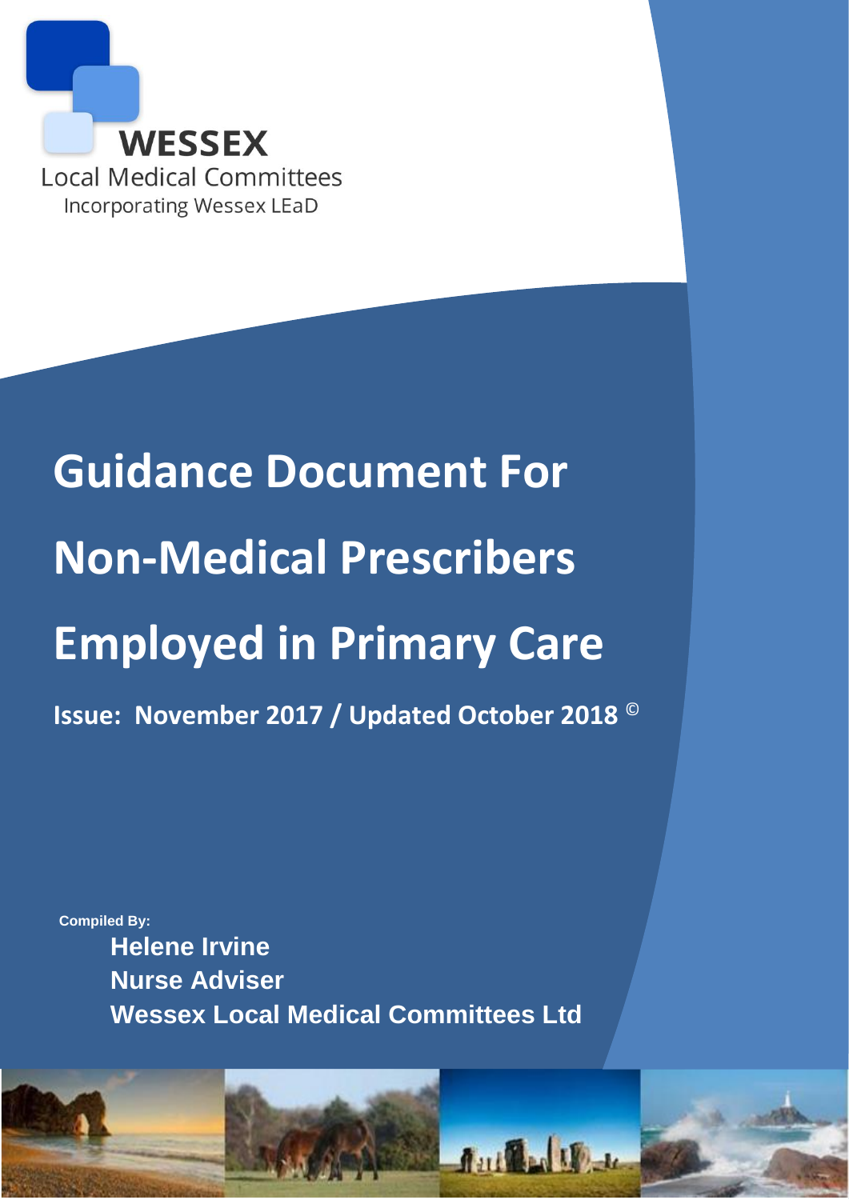**WESSEX**
Local Medical Committees
Incorporating Wessex LEaD

# Guidance Document For Non-Medical Prescribers Employed in Primary Care

**Issue: November 2017 / Updated October 2018 ©**

**Compiled By:**

**Helene Irvine**
**Nurse Adviser**
**Wessex Local Medical Committees Ltd**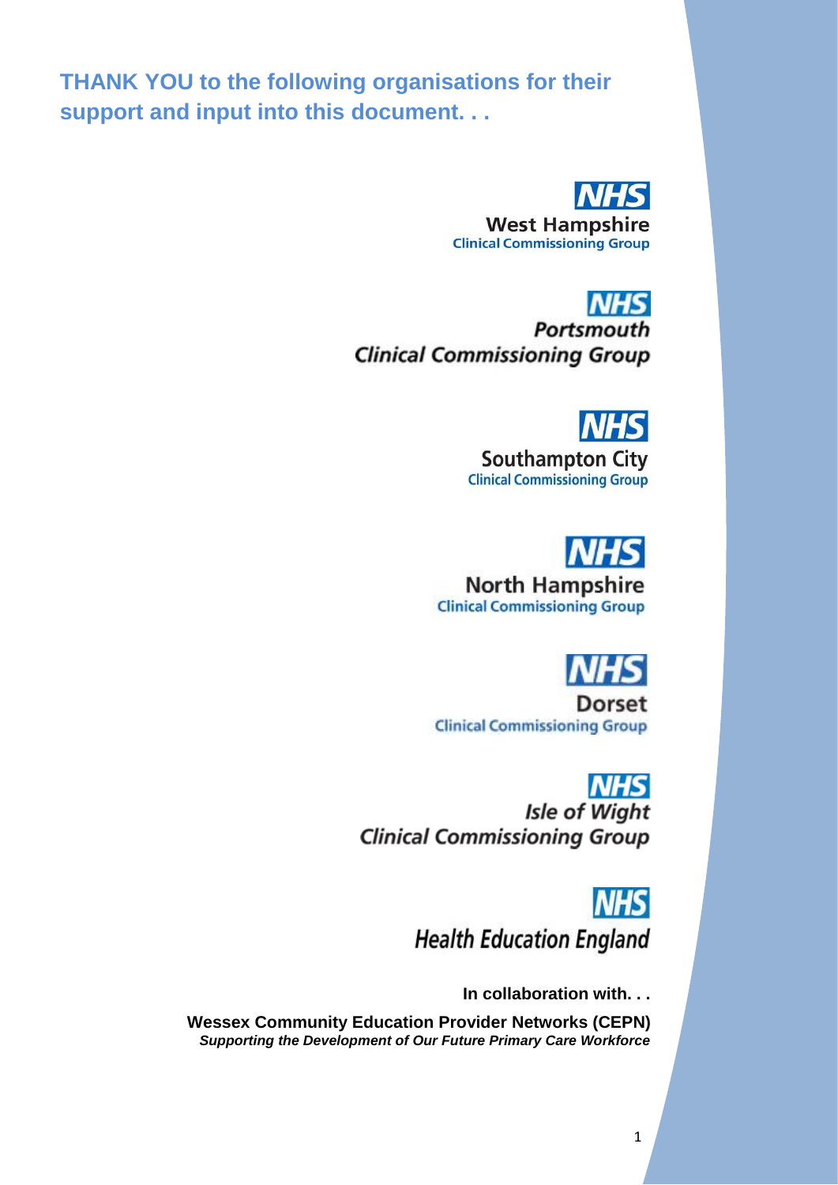**THANK YOU to the following organisations for their support and input into this document. . .**

NHS
West Hampshire
Clinical Commissioning Group

NHS
Portsmouth
Clinical Commissioning Group

NHS
Southampton City
Clinical Commissioning Group

NHS
North Hampshire
Clinical Commissioning Group

NHS
Dorset
Clinical Commissioning Group

NHS
Isle of Wight
Clinical Commissioning Group

NHS
Health Education England

**In collaboration with. . .**

**Wessex Community Education Provider Networks (CEPN)**
***Supporting the Development of Our Future Primary Care Workforce***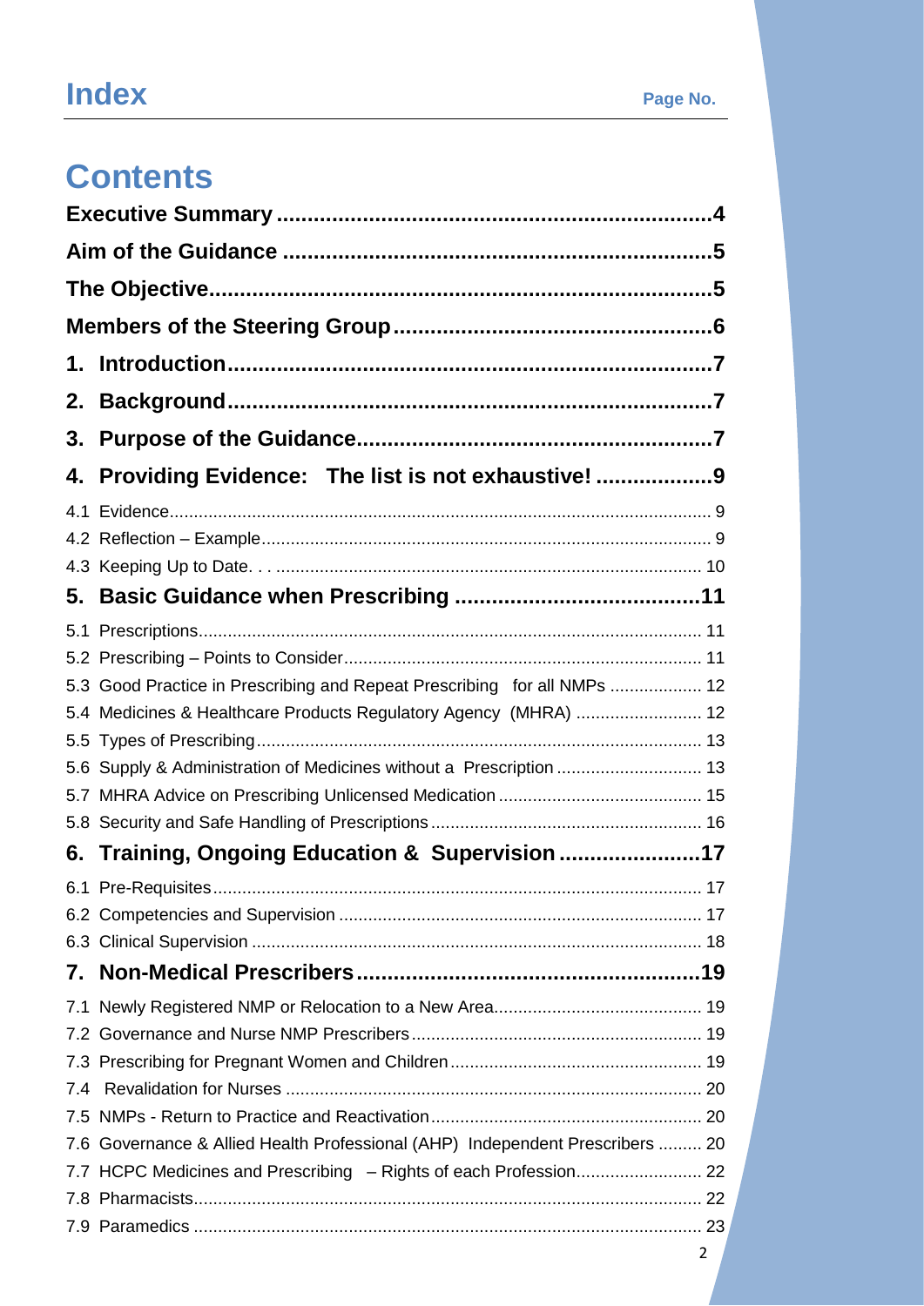# Index

Page No.

# Contents

**Executive Summary** ....... **4**

**Aim of the Guidance** ....... **5**

**The Objective** ....... **5**

**Members of the Steering Group** ....... **6**

**1. Introduction** ....... **7**

**2. Background** ....... **7**

**3. Purpose of the Guidance** ....... **7**

**4. Providing Evidence: The list is not exhaustive!** ....... **9**

4.1 Evidence ....... 9
4.2 Reflection – Example ....... 9
4.3 Keeping Up to Date. . . ....... 10

**5. Basic Guidance when Prescribing** ....... **11**

5.1 Prescriptions ....... 11
5.2 Prescribing – Points to Consider ....... 11
5.3 Good Practice in Prescribing and Repeat Prescribing for all NMPs ....... 12
5.4 Medicines & Healthcare Products Regulatory Agency (MHRA) ....... 12
5.5 Types of Prescribing ....... 13
5.6 Supply & Administration of Medicines without a Prescription ....... 13
5.7 MHRA Advice on Prescribing Unlicensed Medication ....... 15
5.8 Security and Safe Handling of Prescriptions ....... 16

**6. Training, Ongoing Education & Supervision** ....... **17**

6.1 Pre-Requisites ....... 17
6.2 Competencies and Supervision ....... 17
6.3 Clinical Supervision ....... 18

**7. Non-Medical Prescribers** ....... **19**

7.1 Newly Registered NMP or Relocation to a New Area ....... 19
7.2 Governance and Nurse NMP Prescribers ....... 19
7.3 Prescribing for Pregnant Women and Children ....... 19
7.4 Revalidation for Nurses ....... 20
7.5 NMPs - Return to Practice and Reactivation ....... 20
7.6 Governance & Allied Health Professional (AHP) Independent Prescribers ....... 20
7.7 HCPC Medicines and Prescribing – Rights of each Profession ....... 22
7.8 Pharmacists ....... 22
7.9 Paramedics ....... 23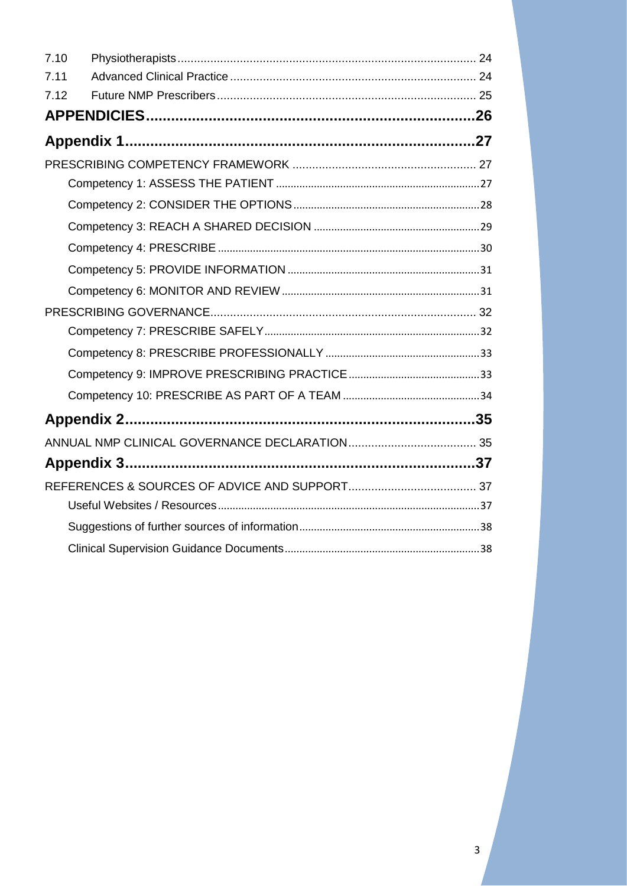7.10 Physiotherapists .......................................................................................... 24

7.11 Advanced Clinical Practice ............................................................................ 24

7.12 Future NMP Prescribers ............................................................................... 25

**APPENDICIES ................................................................................ 26**

**Appendix 1 ....................................................................................... 27**

PRESCRIBING COMPETENCY FRAMEWORK ........................................................ 27

- Competency 1: ASSESS THE PATIENT ....................................................................... 27
- Competency 2: CONSIDER THE OPTIONS ................................................................. 28
- Competency 3: REACH A SHARED DECISION .......................................................... 29
- Competency 4: PRESCRIBE ......................................................................................... 30
- Competency 5: PROVIDE INFORMATION .................................................................. 31
- Competency 6: MONITOR AND REVIEW .................................................................... 31

PRESCRIBING GOVERNANCE ................................................................................ 32

- Competency 7: PRESCRIBE SAFELY ......................................................................... 32
- Competency 8: PRESCRIBE PROFESSIONALLY ...................................................... 33
- Competency 9: IMPROVE PRESCRIBING PRACTICE .............................................. 33
- Competency 10: PRESCRIBE AS PART OF A TEAM ............................................... 34

**Appendix 2 ....................................................................................... 35**

ANNUAL NMP CLINICAL GOVERNANCE DECLARATION ....................................... 35

**Appendix 3 ....................................................................................... 37**

REFERENCES & SOURCES OF ADVICE AND SUPPORT ....................................... 37

- Useful Websites / Resources ......................................................................................... 37
- Suggestions of further sources of information ............................................................. 38
- Clinical Supervision Guidance Documents .................................................................. 38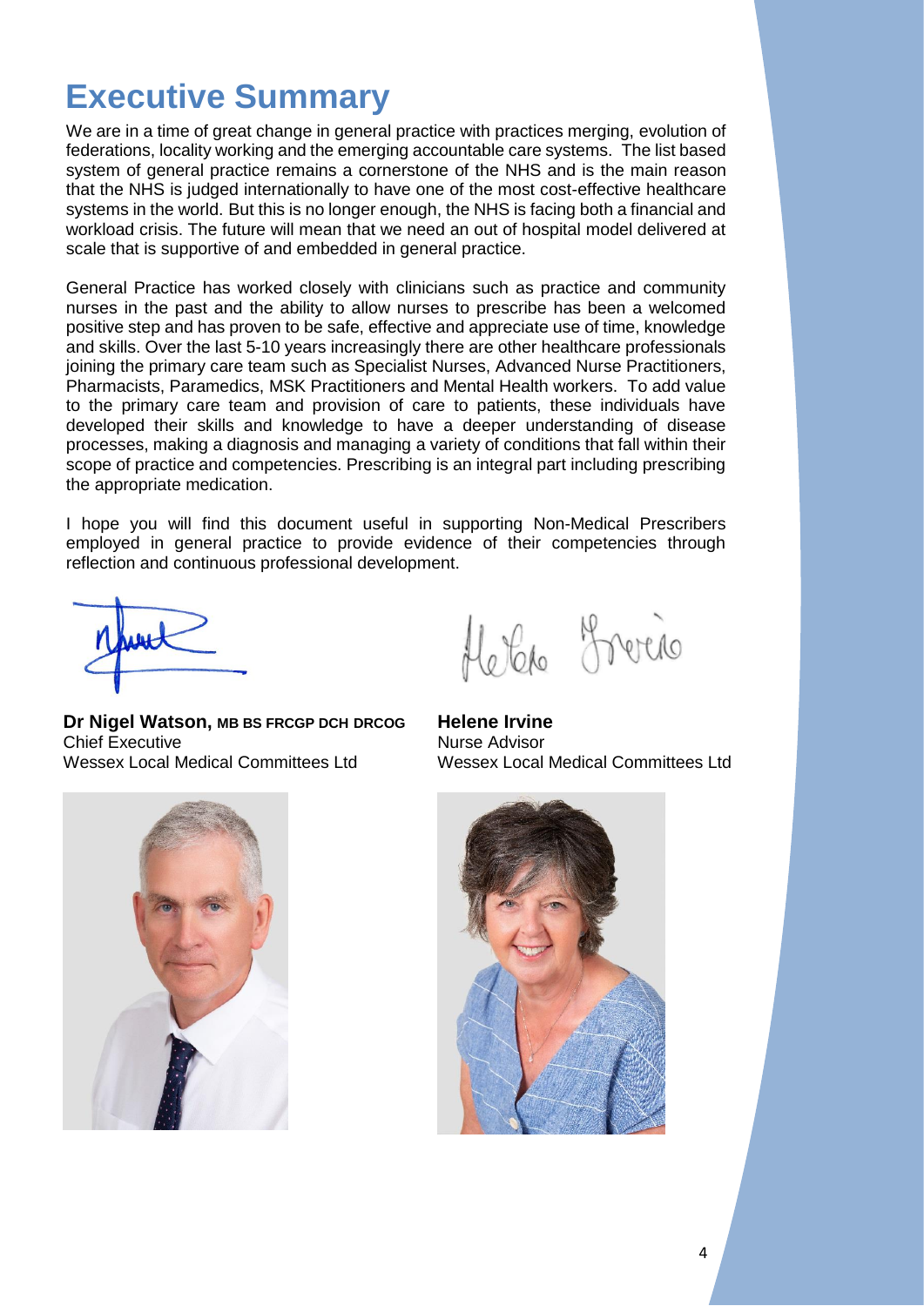# Executive Summary

We are in a time of great change in general practice with practices merging, evolution of federations, locality working and the emerging accountable care systems. The list based system of general practice remains a cornerstone of the NHS and is the main reason that the NHS is judged internationally to have one of the most cost-effective healthcare systems in the world. But this is no longer enough, the NHS is facing both a financial and workload crisis. The future will mean that we need an out of hospital model delivered at scale that is supportive of and embedded in general practice.

General Practice has worked closely with clinicians such as practice and community nurses in the past and the ability to allow nurses to prescribe has been a welcomed positive step and has proven to be safe, effective and appreciate use of time, knowledge and skills. Over the last 5-10 years increasingly there are other healthcare professionals joining the primary care team such as Specialist Nurses, Advanced Nurse Practitioners, Pharmacists, Paramedics, MSK Practitioners and Mental Health workers. To add value to the primary care team and provision of care to patients, these individuals have developed their skills and knowledge to have a deeper understanding of disease processes, making a diagnosis and managing a variety of conditions that fall within their scope of practice and competencies. Prescribing is an integral part including prescribing the appropriate medication.

I hope you will find this document useful in supporting Non-Medical Prescribers employed in general practice to provide evidence of their competencies through reflection and continuous professional development.

**Dr Nigel Watson,** **MB BS FRCGP DCH DRCOG**
Chief Executive
Wessex Local Medical Committees Ltd

**Helene Irvine**
Nurse Advisor
Wessex Local Medical Committees Ltd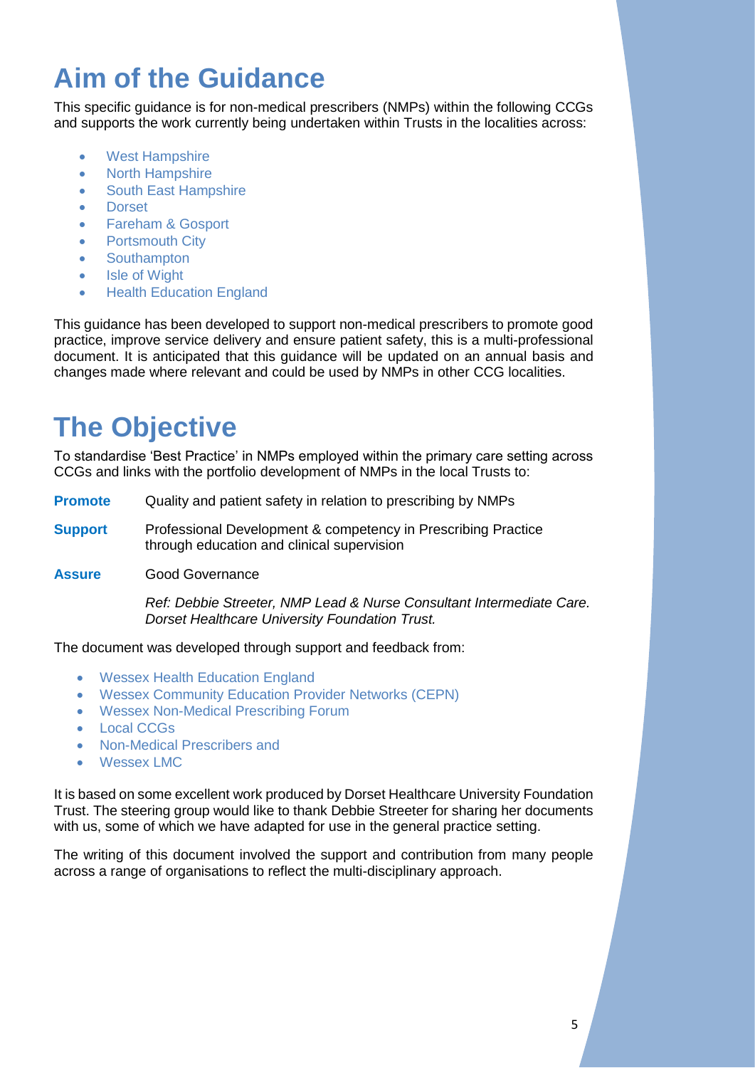# Aim of the Guidance

This specific guidance is for non-medical prescribers (NMPs) within the following CCGs and supports the work currently being undertaken within Trusts in the localities across:

- West Hampshire
- North Hampshire
- South East Hampshire
- Dorset
- Fareham & Gosport
- Portsmouth City
- Southampton
- Isle of Wight
- Health Education England

This guidance has been developed to support non-medical prescribers to promote good practice, improve service delivery and ensure patient safety, this is a multi-professional document. It is anticipated that this guidance will be updated on an annual basis and changes made where relevant and could be used by NMPs in other CCG localities.

# The Objective

To standardise 'Best Practice' in NMPs employed within the primary care setting across CCGs and links with the portfolio development of NMPs in the local Trusts to:

**Promote** Quality and patient safety in relation to prescribing by NMPs

**Support** Professional Development & competency in Prescribing Practice through education and clinical supervision

**Assure** Good Governance

*Ref: Debbie Streeter, NMP Lead & Nurse Consultant Intermediate Care. Dorset Healthcare University Foundation Trust.*

The document was developed through support and feedback from:

- Wessex Health Education England
- Wessex Community Education Provider Networks (CEPN)
- Wessex Non-Medical Prescribing Forum
- Local CCGs
- Non-Medical Prescribers and
- Wessex LMC

It is based on some excellent work produced by Dorset Healthcare University Foundation Trust. The steering group would like to thank Debbie Streeter for sharing her documents with us, some of which we have adapted for use in the general practice setting.

The writing of this document involved the support and contribution from many people across a range of organisations to reflect the multi-disciplinary approach.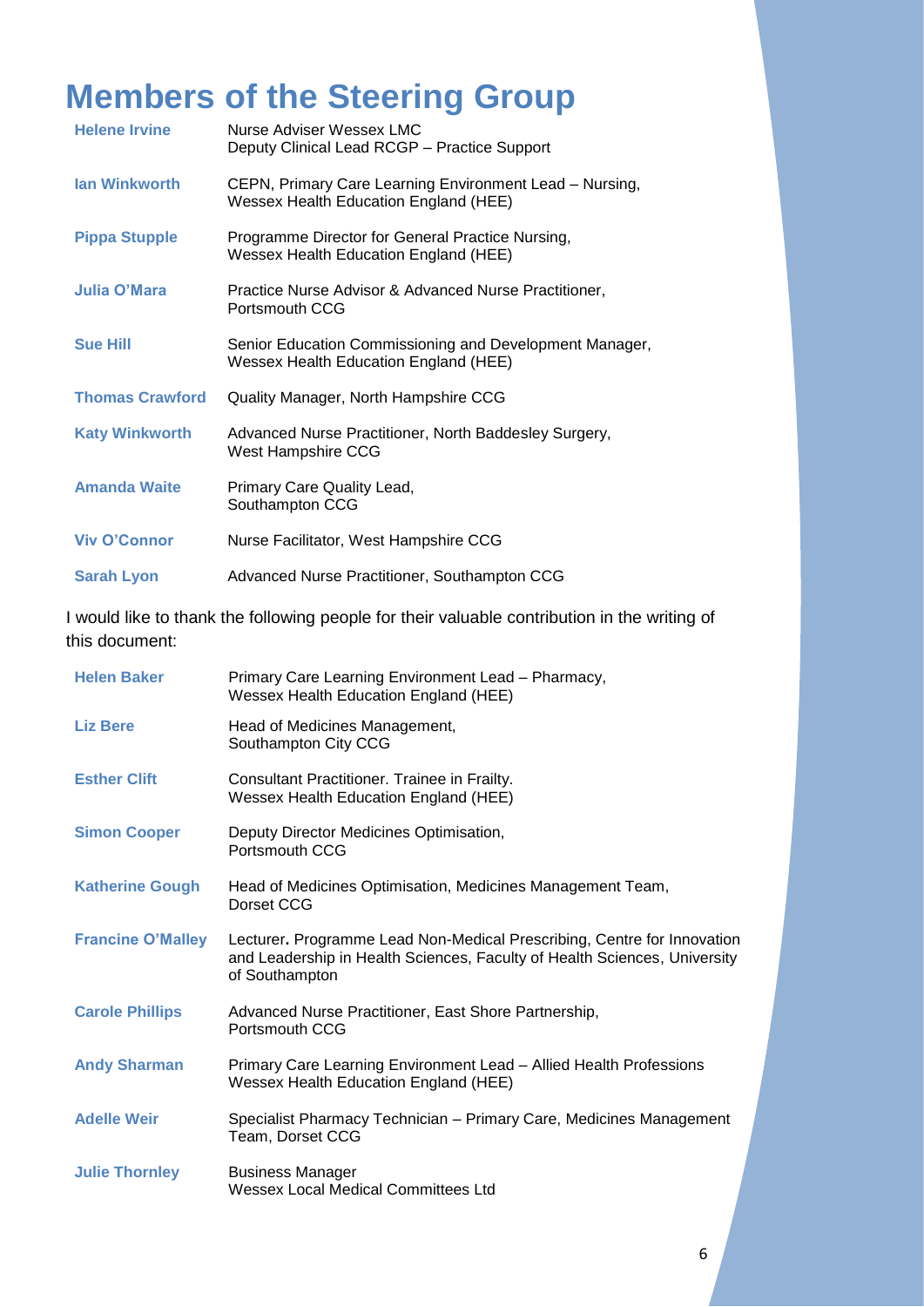# Members of the Steering Group

| | |
|---|---|
| **Helene Irvine** | Nurse Adviser Wessex LMC<br>Deputy Clinical Lead RCGP – Practice Support |
| **Ian Winkworth** | CEPN, Primary Care Learning Environment Lead – Nursing, Wessex Health Education England (HEE) |
| **Pippa Stupple** | Programme Director for General Practice Nursing, Wessex Health Education England (HEE) |
| **Julia O'Mara** | Practice Nurse Advisor & Advanced Nurse Practitioner, Portsmouth CCG |
| **Sue Hill** | Senior Education Commissioning and Development Manager, Wessex Health Education England (HEE) |
| **Thomas Crawford** | Quality Manager, North Hampshire CCG |
| **Katy Winkworth** | Advanced Nurse Practitioner, North Baddesley Surgery, West Hampshire CCG |
| **Amanda Waite** | Primary Care Quality Lead, Southampton CCG |
| **Viv O'Connor** | Nurse Facilitator, West Hampshire CCG |
| **Sarah Lyon** | Advanced Nurse Practitioner, Southampton CCG |

I would like to thank the following people for their valuable contribution in the writing of this document:

| | |
|---|---|
| **Helen Baker** | Primary Care Learning Environment Lead – Pharmacy, Wessex Health Education England (HEE) |
| **Liz Bere** | Head of Medicines Management, Southampton City CCG |
| **Esther Clift** | Consultant Practitioner. Trainee in Frailty. Wessex Health Education England (HEE) |
| **Simon Cooper** | Deputy Director Medicines Optimisation, Portsmouth CCG |
| **Katherine Gough** | Head of Medicines Optimisation, Medicines Management Team, Dorset CCG |
| **Francine O'Malley** | Lecturer**.** Programme Lead Non-Medical Prescribing, Centre for Innovation and Leadership in Health Sciences, Faculty of Health Sciences, University of Southampton |
| **Carole Phillips** | Advanced Nurse Practitioner, East Shore Partnership, Portsmouth CCG |
| **Andy Sharman** | Primary Care Learning Environment Lead – Allied Health Professions Wessex Health Education England (HEE) |
| **Adelle Weir** | Specialist Pharmacy Technician – Primary Care, Medicines Management Team, Dorset CCG |
| **Julie Thornley** | Business Manager<br>Wessex Local Medical Committees Ltd |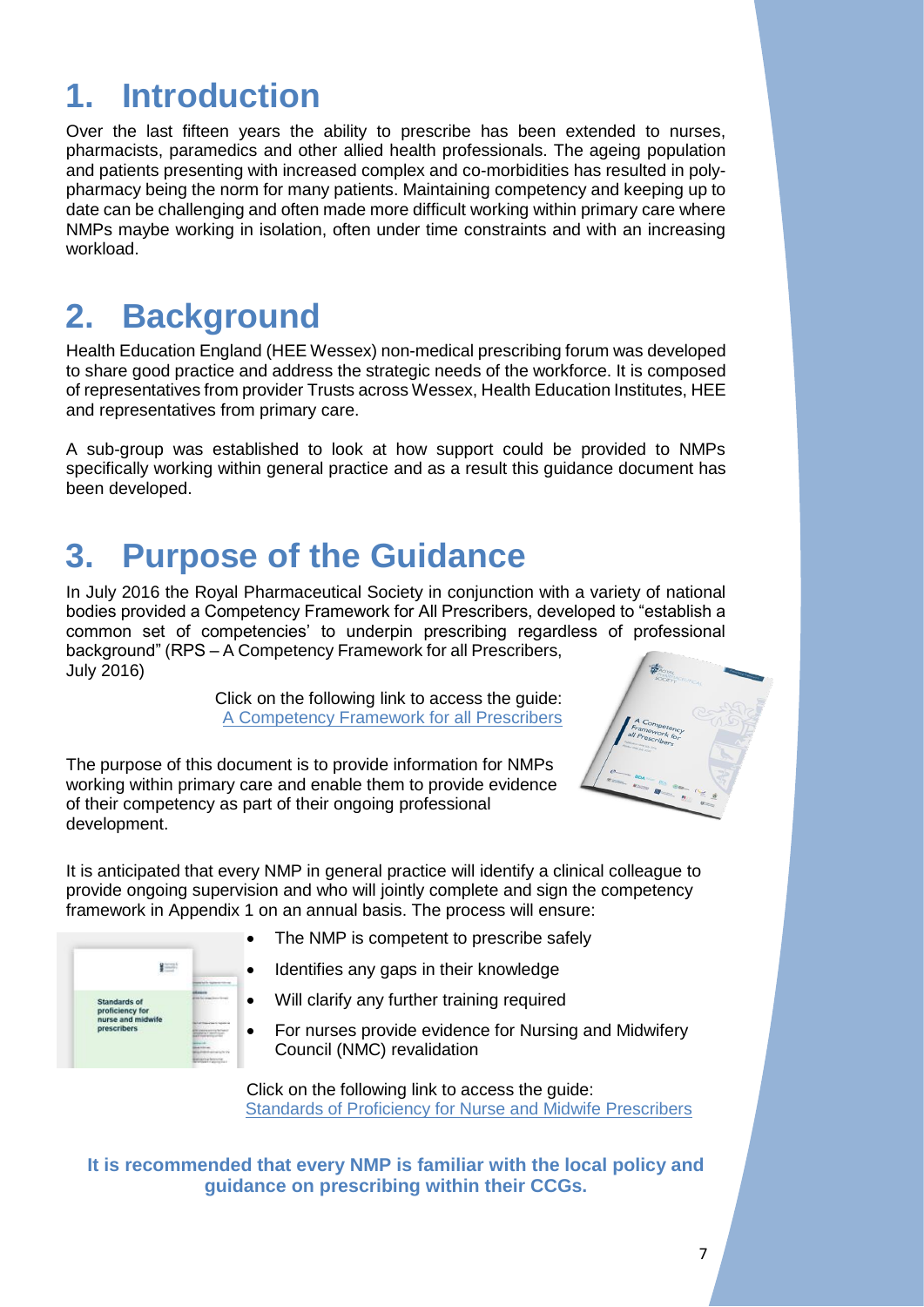# 1. Introduction

Over the last fifteen years the ability to prescribe has been extended to nurses, pharmacists, paramedics and other allied health professionals. The ageing population and patients presenting with increased complex and co-morbidities has resulted in poly-pharmacy being the norm for many patients. Maintaining competency and keeping up to date can be challenging and often made more difficult working within primary care where NMPs maybe working in isolation, often under time constraints and with an increasing workload.

# 2. Background

Health Education England (HEE Wessex) non-medical prescribing forum was developed to share good practice and address the strategic needs of the workforce. It is composed of representatives from provider Trusts across Wessex, Health Education Institutes, HEE and representatives from primary care.

A sub-group was established to look at how support could be provided to NMPs specifically working within general practice and as a result this guidance document has been developed.

# 3. Purpose of the Guidance

In July 2016 the Royal Pharmaceutical Society in conjunction with a variety of national bodies provided a Competency Framework for All Prescribers, developed to "establish a common set of competencies' to underpin prescribing regardless of professional background" (RPS – A Competency Framework for all Prescribers, July 2016)

Click on the following link to access the guide:
A Competency Framework for all Prescribers

The purpose of this document is to provide information for NMPs working within primary care and enable them to provide evidence of their competency as part of their ongoing professional development.

It is anticipated that every NMP in general practice will identify a clinical colleague to provide ongoing supervision and who will jointly complete and sign the competency framework in Appendix 1 on an annual basis. The process will ensure:

- The NMP is competent to prescribe safely
- Identifies any gaps in their knowledge
- Will clarify any further training required
- For nurses provide evidence for Nursing and Midwifery Council (NMC) revalidation

Click on the following link to access the guide:
Standards of Proficiency for Nurse and Midwife Prescribers

**It is recommended that every NMP is familiar with the local policy and guidance on prescribing within their CCGs.**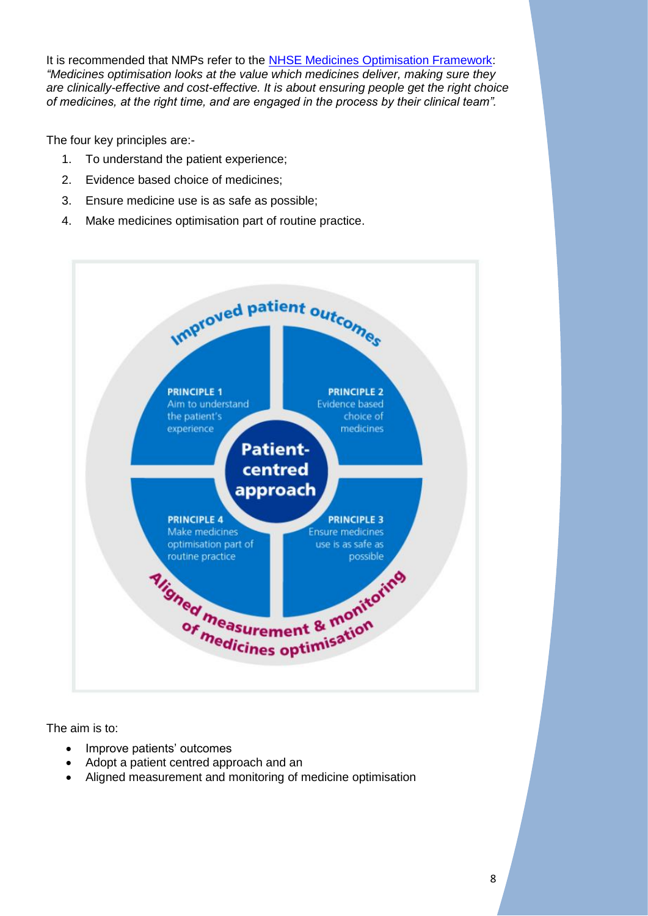It is recommended that NMPs refer to the [NHSE Medicines Optimisation Framework](NHSE Medicines Optimisation Framework):
*"Medicines optimisation looks at the value which medicines deliver, making sure they are clinically-effective and cost-effective. It is about ensuring people get the right choice of medicines, at the right time, and are engaged in the process by their clinical team".*

The four key principles are:-

1. To understand the patient experience;
2. Evidence based choice of medicines;
3. Ensure medicine use is as safe as possible;
4. Make medicines optimisation part of routine practice.

The aim is to:

- Improve patients' outcomes
- Adopt a patient centred approach and an
- Aligned measurement and monitoring of medicine optimisation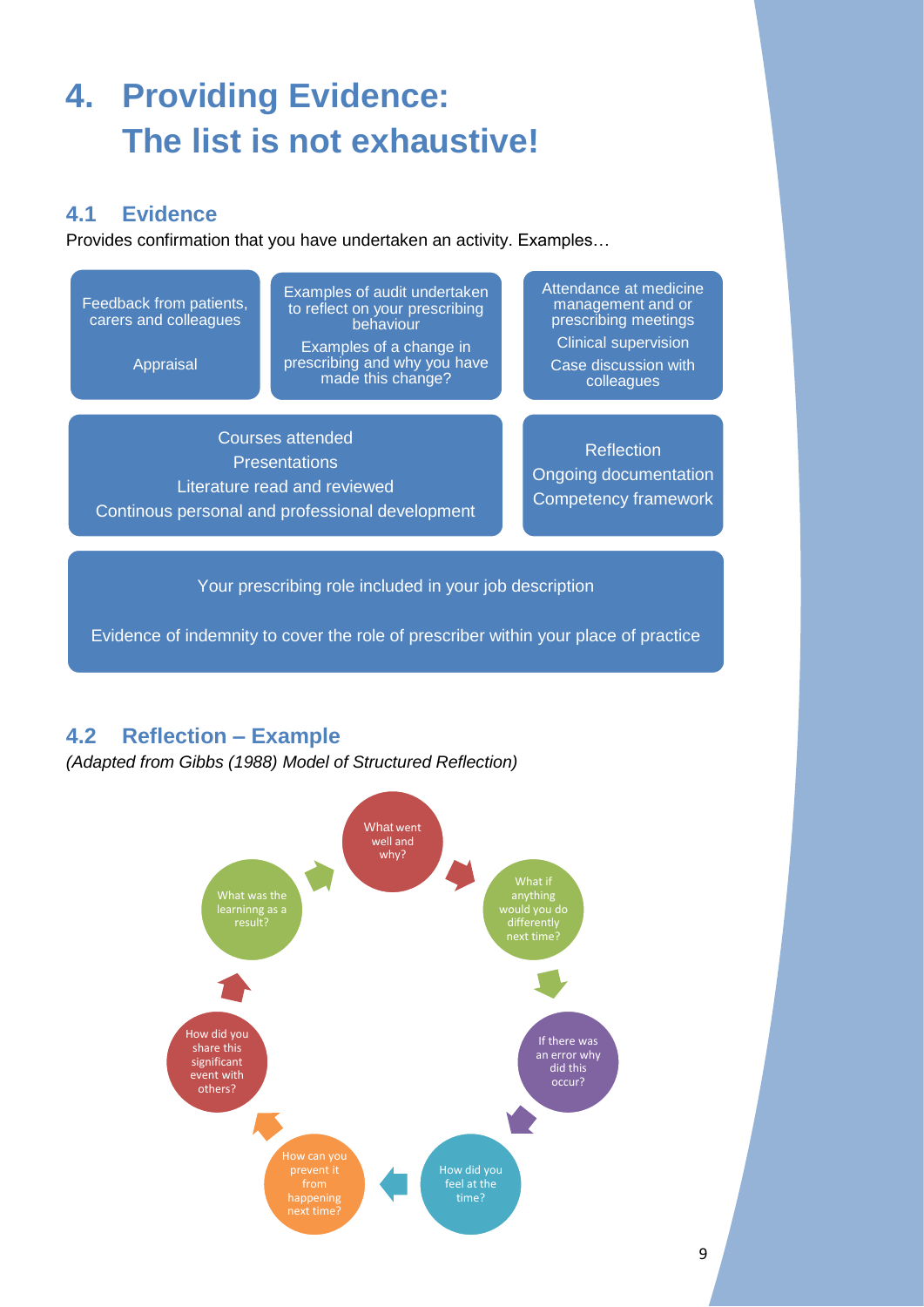# 4. Providing Evidence: The list is not exhaustive!

## 4.1 Evidence

Provides confirmation that you have undertaken an activity. Examples…

- Feedback from patients, carers and colleagues
- Appraisal
- Examples of audit undertaken to reflect on your prescribing behaviour
- Examples of a change in prescribing and why you have made this change?
- Attendance at medicine management and or prescribing meetings
- Clinical supervision
- Case discussion with colleagues
- Courses attended
- Presentations
- Literature read and reviewed
- Continous personal and professional development
- Reflection
- Ongoing documentation
- Competency framework
- Your prescribing role included in your job description
- Evidence of indemnity to cover the role of prescriber within your place of practice

## 4.2 Reflection – Example

*(Adapted from Gibbs (1988) Model of Structured Reflection)*

1. What went well and why?
2. What if anything would you do differently next time?
3. If there was an error why did this occur?
4. How did you feel at the time?
5. How can you prevent it from happening next time?
6. How did you share this significant event with others?
7. What was the learninng as a result?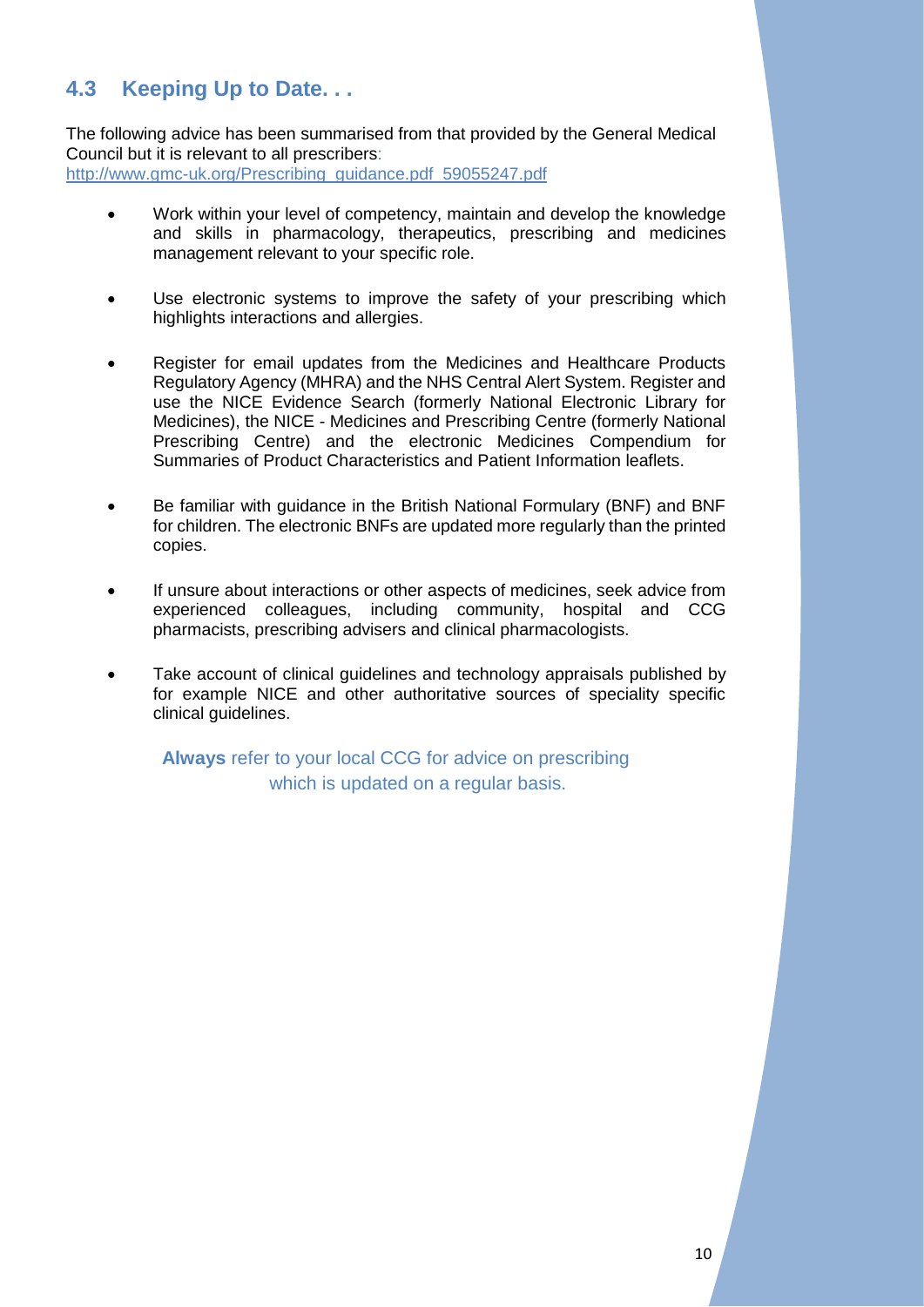## 4.3 Keeping Up to Date. . .

The following advice has been summarised from that provided by the General Medical Council but it is relevant to all prescribers: http://www.gmc-uk.org/Prescribing_guidance.pdf_59055247.pdf

- Work within your level of competency, maintain and develop the knowledge and skills in pharmacology, therapeutics, prescribing and medicines management relevant to your specific role.
- Use electronic systems to improve the safety of your prescribing which highlights interactions and allergies.
- Register for email updates from the Medicines and Healthcare Products Regulatory Agency (MHRA) and the NHS Central Alert System. Register and use the NICE Evidence Search (formerly National Electronic Library for Medicines), the NICE - Medicines and Prescribing Centre (formerly National Prescribing Centre) and the electronic Medicines Compendium for Summaries of Product Characteristics and Patient Information leaflets.
- Be familiar with guidance in the British National Formulary (BNF) and BNF for children. The electronic BNFs are updated more regularly than the printed copies.
- If unsure about interactions or other aspects of medicines, seek advice from experienced colleagues, including community, hospital and CCG pharmacists, prescribing advisers and clinical pharmacologists.
- Take account of clinical guidelines and technology appraisals published by for example NICE and other authoritative sources of speciality specific clinical guidelines.

**Always** refer to your local CCG for advice on prescribing which is updated on a regular basis.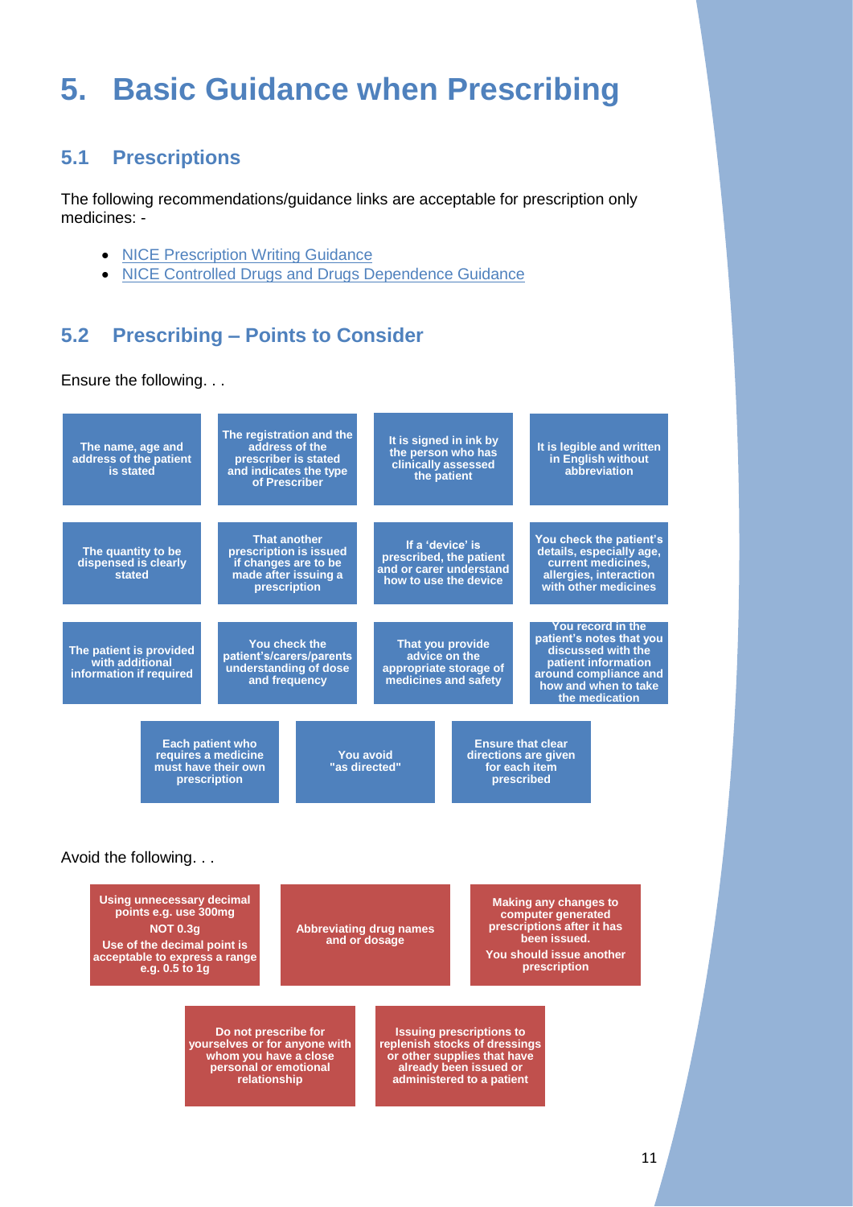# 5. Basic Guidance when Prescribing

## 5.1 Prescriptions

The following recommendations/guidance links are acceptable for prescription only medicines: -

- NICE Prescription Writing Guidance
- NICE Controlled Drugs and Drugs Dependence Guidance

## 5.2 Prescribing – Points to Consider

Ensure the following. . .

- **The name, age and address of the patient is stated**
- **The registration and the address of the prescriber is stated and indicates the type of Prescriber**
- **It is signed in ink by the person who has clinically assessed the patient**
- **It is legible and written in English without abbreviation**
- **The quantity to be dispensed is clearly stated**
- **That another prescription is issued if changes are to be made after issuing a prescription**
- **If a 'device' is prescribed, the patient and or carer understand how to use the device**
- **You check the patient's details, especially age, current medicines, allergies, interaction with other medicines**
- **The patient is provided with additional information if required**
- **You check the patient's/carers/parents understanding of dose and frequency**
- **That you provide advice on the appropriate storage of medicines and safety**
- **You record in the patient's notes that you discussed with the patient information around compliance and how and when to take the medication**
- **Each patient who requires a medicine must have their own prescription**
- **You avoid "as directed"**
- **Ensure that clear directions are given for each item prescribed**

Avoid the following. . .

- **Using unnecessary decimal points e.g. use 300mg NOT 0.3g. Use of the decimal point is acceptable to express a range e.g. 0.5 to 1g**
- **Abbreviating drug names and or dosage**
- **Making any changes to computer generated prescriptions after it has been issued. You should issue another prescription**
- **Do not prescribe for yourselves or for anyone with whom you have a close personal or emotional relationship**
- **Issuing prescriptions to replenish stocks of dressings or other supplies that have already been issued or administered to a patient**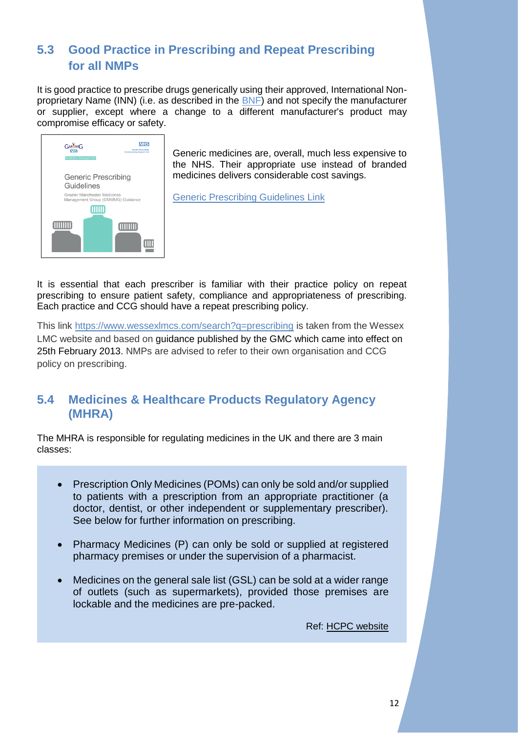## 5.3 Good Practice in Prescribing and Repeat Prescribing for all NMPs

It is good practice to prescribe drugs generically using their approved, International Non-proprietary Name (INN) (i.e. as described in the BNF) and not specify the manufacturer or supplier, except where a change to a different manufacturer's product may compromise efficacy or safety.

Generic medicines are, overall, much less expensive to the NHS. Their appropriate use instead of branded medicines delivers considerable cost savings.

Generic Prescribing Guidelines Link

It is essential that each prescriber is familiar with their practice policy on repeat prescribing to ensure patient safety, compliance and appropriateness of prescribing. Each practice and CCG should have a repeat prescribing policy.

This link https://www.wessexlmcs.com/search?q=prescribing is taken from the Wessex LMC website and based on guidance published by the GMC which came into effect on 25th February 2013. NMPs are advised to refer to their own organisation and CCG policy on prescribing.

## 5.4 Medicines & Healthcare Products Regulatory Agency (MHRA)

The MHRA is responsible for regulating medicines in the UK and there are 3 main classes:

- Prescription Only Medicines (POMs) can only be sold and/or supplied to patients with a prescription from an appropriate practitioner (a doctor, dentist, or other independent or supplementary prescriber). See below for further information on prescribing.
- Pharmacy Medicines (P) can only be sold or supplied at registered pharmacy premises or under the supervision of a pharmacist.
- Medicines on the general sale list (GSL) can be sold at a wider range of outlets (such as supermarkets), provided those premises are lockable and the medicines are pre-packed.

Ref: HCPC website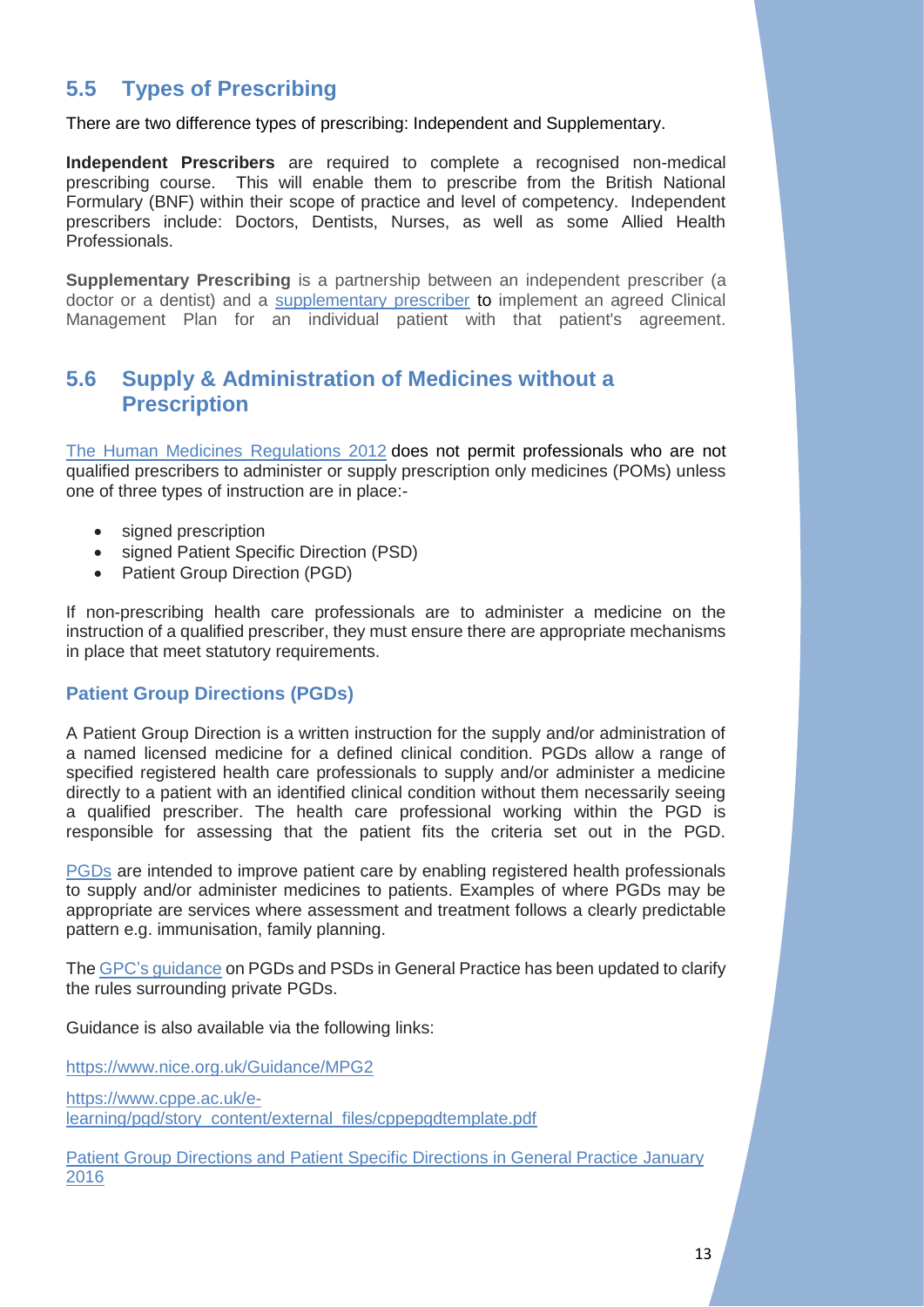## 5.5 Types of Prescribing

There are two difference types of prescribing: Independent and Supplementary.

**Independent Prescribers** are required to complete a recognised non-medical prescribing course. This will enable them to prescribe from the British National Formulary (BNF) within their scope of practice and level of competency. Independent prescribers include: Doctors, Dentists, Nurses, as well as some Allied Health Professionals.

**Supplementary Prescribing** is a partnership between an independent prescriber (a doctor or a dentist) and a supplementary prescriber to implement an agreed Clinical Management Plan for an individual patient with that patient's agreement.

## 5.6 Supply & Administration of Medicines without a Prescription

The Human Medicines Regulations 2012 does not permit professionals who are not qualified prescribers to administer or supply prescription only medicines (POMs) unless one of three types of instruction are in place:-

- signed prescription
- signed Patient Specific Direction (PSD)
- Patient Group Direction (PGD)

If non-prescribing health care professionals are to administer a medicine on the instruction of a qualified prescriber, they must ensure there are appropriate mechanisms in place that meet statutory requirements.

### Patient Group Directions (PGDs)

A Patient Group Direction is a written instruction for the supply and/or administration of a named licensed medicine for a defined clinical condition. PGDs allow a range of specified registered health care professionals to supply and/or administer a medicine directly to a patient with an identified clinical condition without them necessarily seeing a qualified prescriber. The health care professional working within the PGD is responsible for assessing that the patient fits the criteria set out in the PGD.

PGDs are intended to improve patient care by enabling registered health professionals to supply and/or administer medicines to patients. Examples of where PGDs may be appropriate are services where assessment and treatment follows a clearly predictable pattern e.g. immunisation, family planning.

The GPC's guidance on PGDs and PSDs in General Practice has been updated to clarify the rules surrounding private PGDs.

Guidance is also available via the following links:

https://www.nice.org.uk/Guidance/MPG2

https://www.cppe.ac.uk/e-learning/pgd/story_content/external_files/cppepgdtemplate.pdf

Patient Group Directions and Patient Specific Directions in General Practice January 2016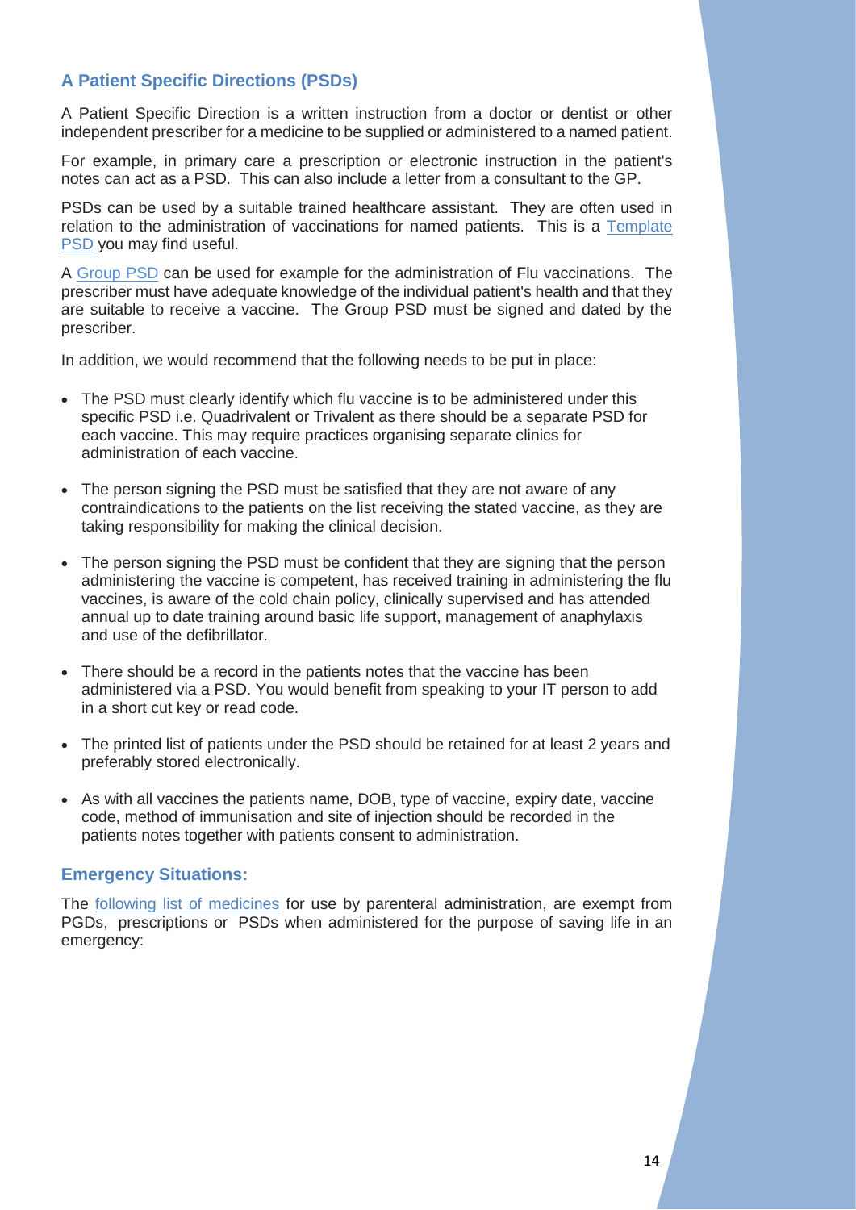## A Patient Specific Directions (PSDs)

A Patient Specific Direction is a written instruction from a doctor or dentist or other independent prescriber for a medicine to be supplied or administered to a named patient.

For example, in primary care a prescription or electronic instruction in the patient's notes can act as a PSD. This can also include a letter from a consultant to the GP.

PSDs can be used by a suitable trained healthcare assistant. They are often used in relation to the administration of vaccinations for named patients. This is a Template PSD you may find useful.

A Group PSD can be used for example for the administration of Flu vaccinations. The prescriber must have adequate knowledge of the individual patient's health and that they are suitable to receive a vaccine. The Group PSD must be signed and dated by the prescriber.

In addition, we would recommend that the following needs to be put in place:

- The PSD must clearly identify which flu vaccine is to be administered under this specific PSD i.e. Quadrivalent or Trivalent as there should be a separate PSD for each vaccine. This may require practices organising separate clinics for administration of each vaccine.
- The person signing the PSD must be satisfied that they are not aware of any contraindications to the patients on the list receiving the stated vaccine, as they are taking responsibility for making the clinical decision.
- The person signing the PSD must be confident that they are signing that the person administering the vaccine is competent, has received training in administering the flu vaccines, is aware of the cold chain policy, clinically supervised and has attended annual up to date training around basic life support, management of anaphylaxis and use of the defibrillator.
- There should be a record in the patients notes that the vaccine has been administered via a PSD. You would benefit from speaking to your IT person to add in a short cut key or read code.
- The printed list of patients under the PSD should be retained for at least 2 years and preferably stored electronically.
- As with all vaccines the patients name, DOB, type of vaccine, expiry date, vaccine code, method of immunisation and site of injection should be recorded in the patients notes together with patients consent to administration.

### Emergency Situations:

The following list of medicines for use by parenteral administration, are exempt from PGDs, prescriptions or PSDs when administered for the purpose of saving life in an emergency: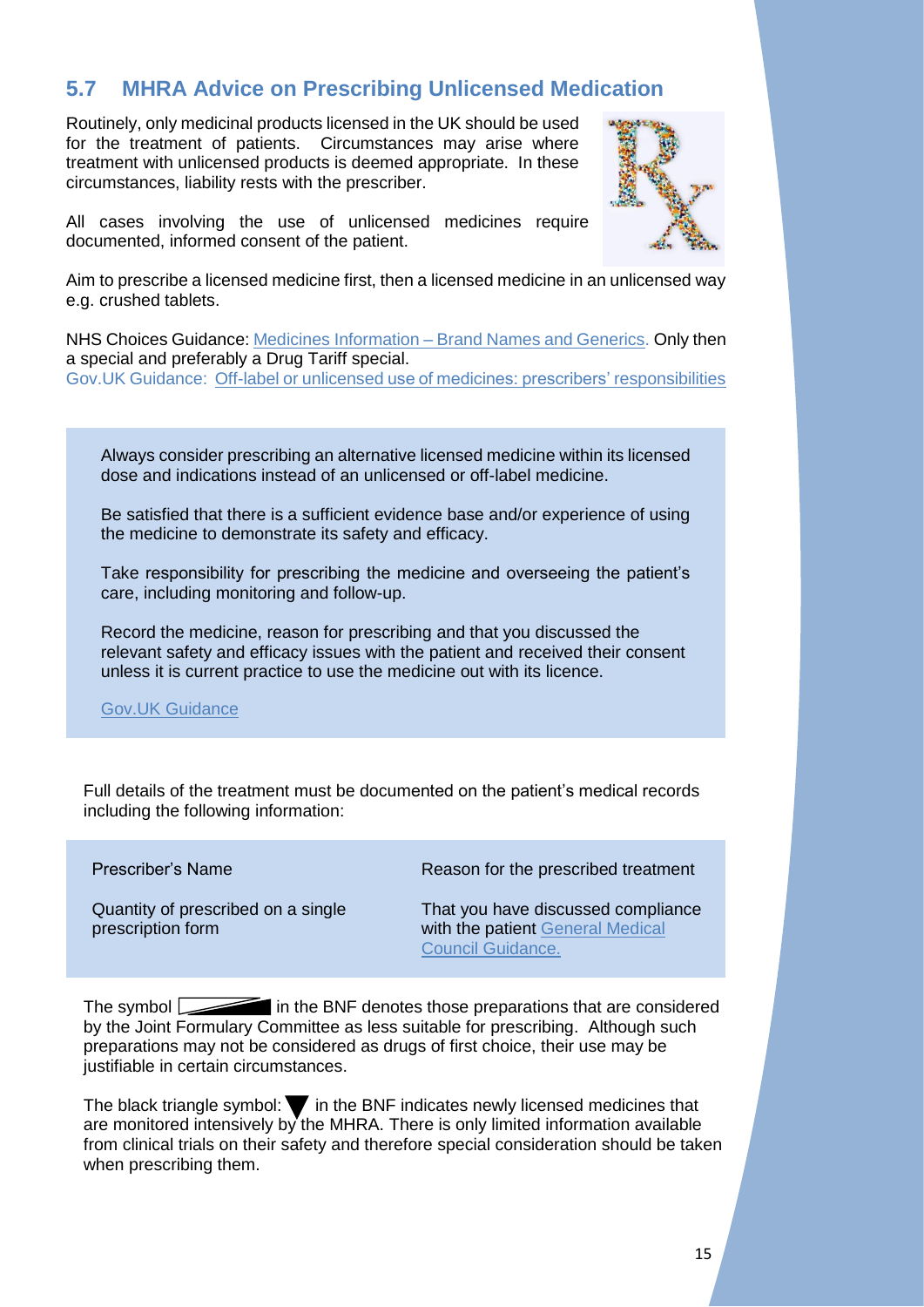## 5.7 MHRA Advice on Prescribing Unlicensed Medication

Routinely, only medicinal products licensed in the UK should be used for the treatment of patients. Circumstances may arise where treatment with unlicensed products is deemed appropriate. In these circumstances, liability rests with the prescriber.

All cases involving the use of unlicensed medicines require documented, informed consent of the patient.

Aim to prescribe a licensed medicine first, then a licensed medicine in an unlicensed way e.g. crushed tablets.

NHS Choices Guidance: [Medicines Information – Brand Names and Generics](). Only then a special and preferably a Drug Tariff special.
Gov.UK Guidance: [Off-label or unlicensed use of medicines: prescribers' responsibilities]()

> Always consider prescribing an alternative licensed medicine within its licensed dose and indications instead of an unlicensed or off-label medicine.
>
> Be satisfied that there is a sufficient evidence base and/or experience of using the medicine to demonstrate its safety and efficacy.
>
> Take responsibility for prescribing the medicine and overseeing the patient's care, including monitoring and follow-up.
>
> Record the medicine, reason for prescribing and that you discussed the relevant safety and efficacy issues with the patient and received their consent unless it is current practice to use the medicine out with its licence.
>
> [Gov.UK Guidance]()

Full details of the treatment must be documented on the patient's medical records including the following information:

| | |
|---|---|
| Prescriber's Name | Reason for the prescribed treatment |
| Quantity of prescribed on a single prescription form | That you have discussed compliance with the patient [General Medical Council Guidance.]() |

The symbol ◺ in the BNF denotes those preparations that are considered by the Joint Formulary Committee as less suitable for prescribing. Although such preparations may not be considered as drugs of first choice, their use may be justifiable in certain circumstances.

The black triangle symbol: ▼ in the BNF indicates newly licensed medicines that are monitored intensively by the MHRA. There is only limited information available from clinical trials on their safety and therefore special consideration should be taken when prescribing them.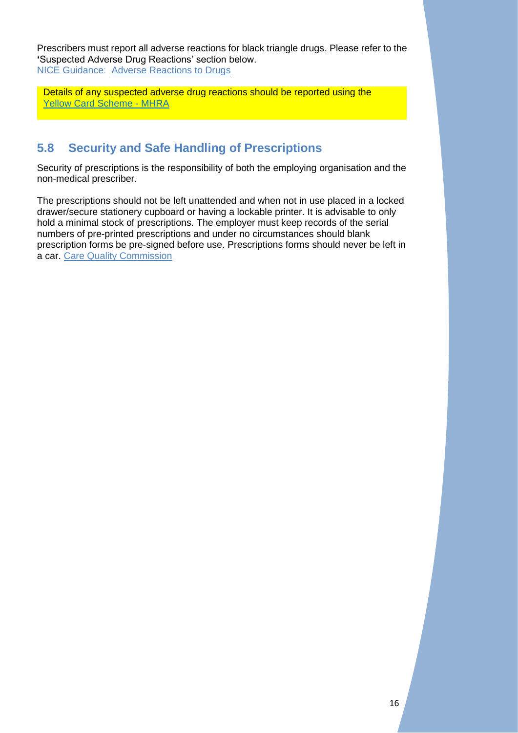Prescribers must report all adverse reactions for black triangle drugs. Please refer to the 'Suspected Adverse Drug Reactions' section below.
NICE Guidance: Adverse Reactions to Drugs

Details of any suspected adverse drug reactions should be reported using the Yellow Card Scheme - MHRA

## 5.8 Security and Safe Handling of Prescriptions

Security of prescriptions is the responsibility of both the employing organisation and the non-medical prescriber.

The prescriptions should not be left unattended and when not in use placed in a locked drawer/secure stationery cupboard or having a lockable printer. It is advisable to only hold a minimal stock of prescriptions. The employer must keep records of the serial numbers of pre-printed prescriptions and under no circumstances should blank prescription forms be pre-signed before use. Prescriptions forms should never be left in a car. Care Quality Commission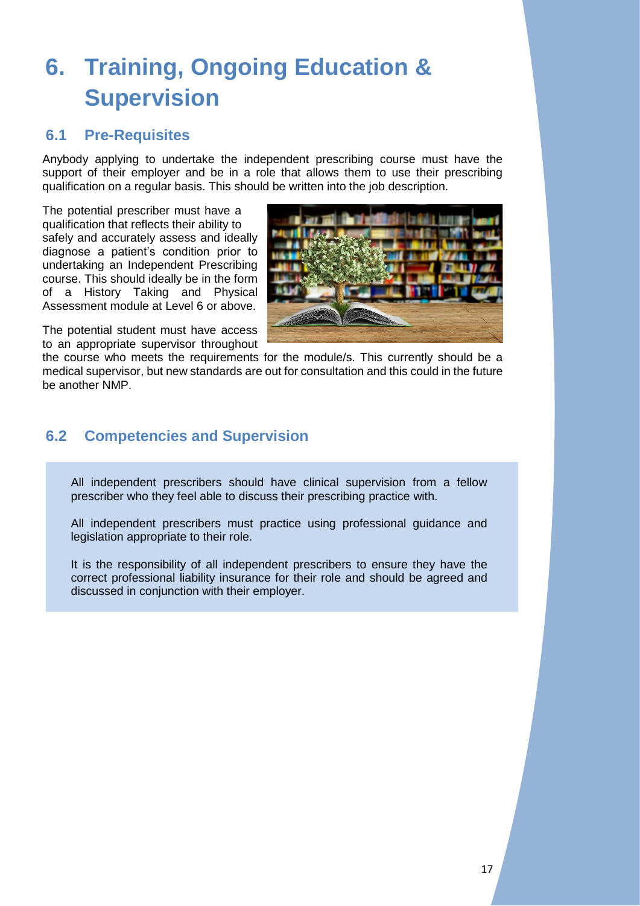# 6. Training, Ongoing Education & Supervision

## 6.1 Pre-Requisites

Anybody applying to undertake the independent prescribing course must have the support of their employer and be in a role that allows them to use their prescribing qualification on a regular basis. This should be written into the job description.

The potential prescriber must have a qualification that reflects their ability to safely and accurately assess and ideally diagnose a patient's condition prior to undertaking an Independent Prescribing course. This should ideally be in the form of a History Taking and Physical Assessment module at Level 6 or above.

The potential student must have access to an appropriate supervisor throughout the course who meets the requirements for the module/s. This currently should be a medical supervisor, but new standards are out for consultation and this could in the future be another NMP.

## 6.2 Competencies and Supervision

All independent prescribers should have clinical supervision from a fellow prescriber who they feel able to discuss their prescribing practice with.

All independent prescribers must practice using professional guidance and legislation appropriate to their role.

It is the responsibility of all independent prescribers to ensure they have the correct professional liability insurance for their role and should be agreed and discussed in conjunction with their employer.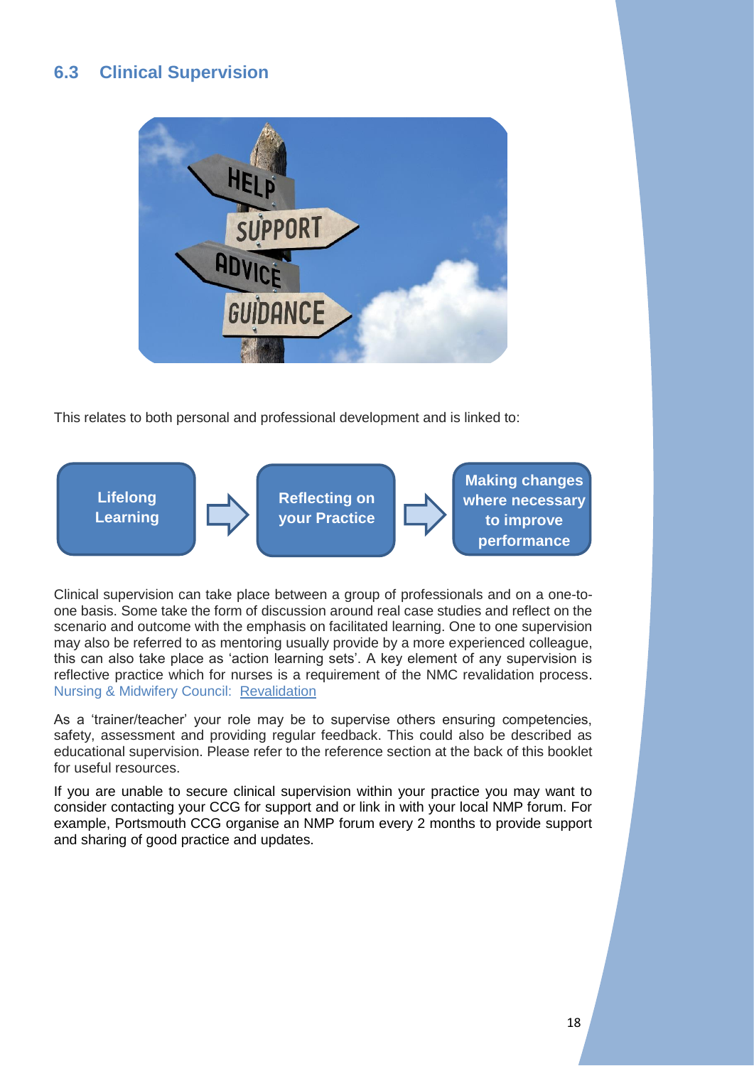## 6.3 Clinical Supervision

This relates to both personal and professional development and is linked to:

**Lifelong Learning** → **Reflecting on your Practice** → **Making changes where necessary to improve performance**

Clinical supervision can take place between a group of professionals and on a one-to-one basis. Some take the form of discussion around real case studies and reflect on the scenario and outcome with the emphasis on facilitated learning. One to one supervision may also be referred to as mentoring usually provide by a more experienced colleague, this can also take place as 'action learning sets'. A key element of any supervision is reflective practice which for nurses is a requirement of the NMC revalidation process. Nursing & Midwifery Council: Revalidation

As a 'trainer/teacher' your role may be to supervise others ensuring competencies, safety, assessment and providing regular feedback. This could also be described as educational supervision. Please refer to the reference section at the back of this booklet for useful resources.

If you are unable to secure clinical supervision within your practice you may want to consider contacting your CCG for support and or link in with your local NMP forum. For example, Portsmouth CCG organise an NMP forum every 2 months to provide support and sharing of good practice and updates.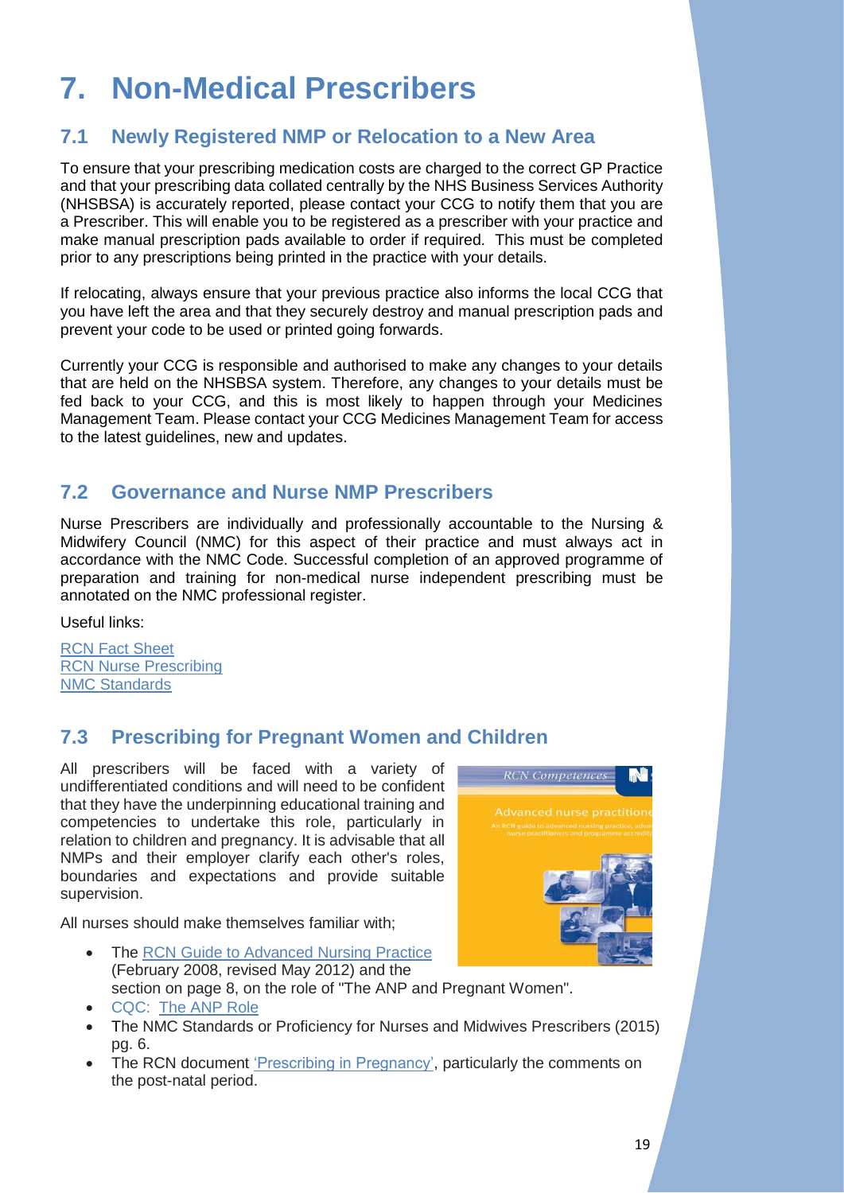# 7. Non-Medical Prescribers

## 7.1 Newly Registered NMP or Relocation to a New Area

To ensure that your prescribing medication costs are charged to the correct GP Practice and that your prescribing data collated centrally by the NHS Business Services Authority (NHSBSA) is accurately reported, please contact your CCG to notify them that you are a Prescriber. This will enable you to be registered as a prescriber with your practice and make manual prescription pads available to order if required. This must be completed prior to any prescriptions being printed in the practice with your details.

If relocating, always ensure that your previous practice also informs the local CCG that you have left the area and that they securely destroy and manual prescription pads and prevent your code to be used or printed going forwards.

Currently your CCG is responsible and authorised to make any changes to your details that are held on the NHSBSA system. Therefore, any changes to your details must be fed back to your CCG, and this is most likely to happen through your Medicines Management Team. Please contact your CCG Medicines Management Team for access to the latest guidelines, new and updates.

## 7.2 Governance and Nurse NMP Prescribers

Nurse Prescribers are individually and professionally accountable to the Nursing & Midwifery Council (NMC) for this aspect of their practice and must always act in accordance with the NMC Code. Successful completion of an approved programme of preparation and training for non-medical nurse independent prescribing must be annotated on the NMC professional register.

Useful links:

RCN Fact Sheet
RCN Nurse Prescribing
NMC Standards

## 7.3 Prescribing for Pregnant Women and Children

All prescribers will be faced with a variety of undifferentiated conditions and will need to be confident that they have the underpinning educational training and competencies to undertake this role, particularly in relation to children and pregnancy. It is advisable that all NMPs and their employer clarify each other's roles, boundaries and expectations and provide suitable supervision.

All nurses should make themselves familiar with;

- The RCN Guide to Advanced Nursing Practice (February 2008, revised May 2012) and the section on page 8, on the role of "The ANP and Pregnant Women".
- CQC: The ANP Role
- The NMC Standards or Proficiency for Nurses and Midwives Prescribers (2015) pg. 6.
- The RCN document 'Prescribing in Pregnancy', particularly the comments on the post-natal period.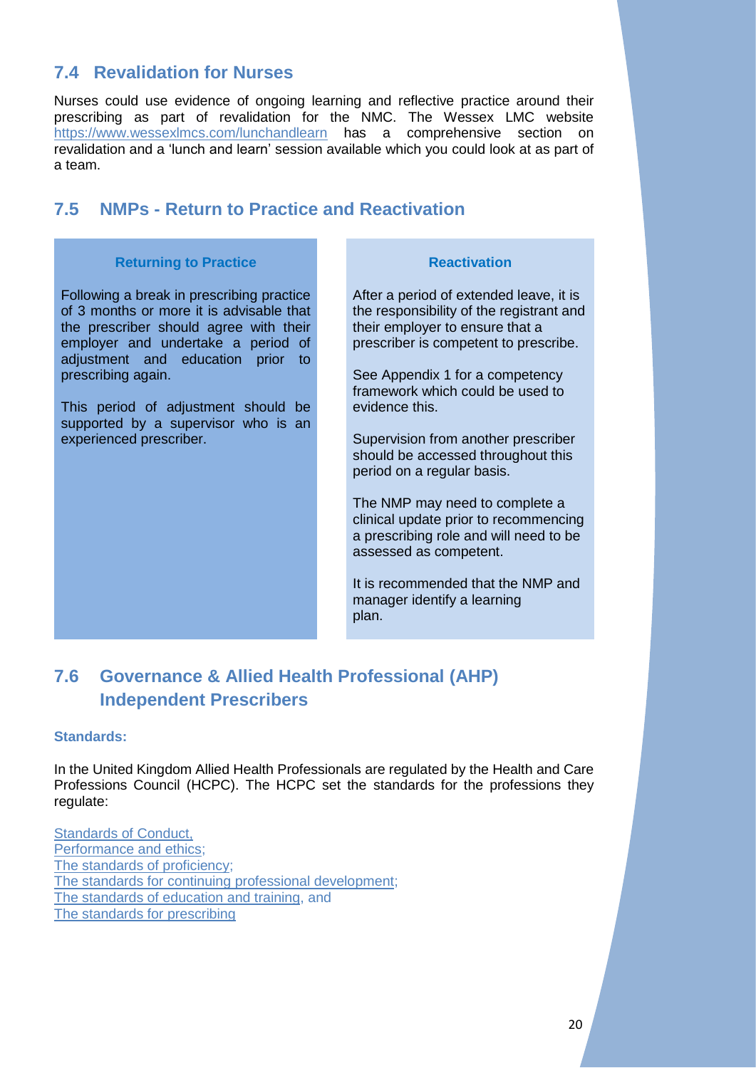## 7.4 Revalidation for Nurses

Nurses could use evidence of ongoing learning and reflective practice around their prescribing as part of revalidation for the NMC. The Wessex LMC website [https://www.wessexlmcs.com/lunchandlearn](https://www.wessexlmcs.com/lunchandlearn) has a comprehensive section on revalidation and a 'lunch and learn' session available which you could look at as part of a team.

## 7.5 NMPs - Return to Practice and Reactivation

| Returning to Practice | Reactivation |
| --- | --- |
| Following a break in prescribing practice of 3 months or more it is advisable that the prescriber should agree with their employer and undertake a period of adjustment and education prior to prescribing again.<br><br>This period of adjustment should be supported by a supervisor who is an experienced prescriber. | After a period of extended leave, it is the responsibility of the registrant and their employer to ensure that a prescriber is competent to prescribe.<br><br>See Appendix 1 for a competency framework which could be used to evidence this.<br><br>Supervision from another prescriber should be accessed throughout this period on a regular basis.<br><br>The NMP may need to complete a clinical update prior to recommencing a prescribing role and will need to be assessed as competent.<br><br>It is recommended that the NMP and manager identify a learning plan. |

## 7.6 Governance & Allied Health Professional (AHP) Independent Prescribers

**Standards:**

In the United Kingdom Allied Health Professionals are regulated by the Health and Care Professions Council (HCPC). The HCPC set the standards for the professions they regulate:

Standards of Conduct,
Performance and ethics;
The standards of proficiency;
The standards for continuing professional development;
The standards of education and training, and
The standards for prescribing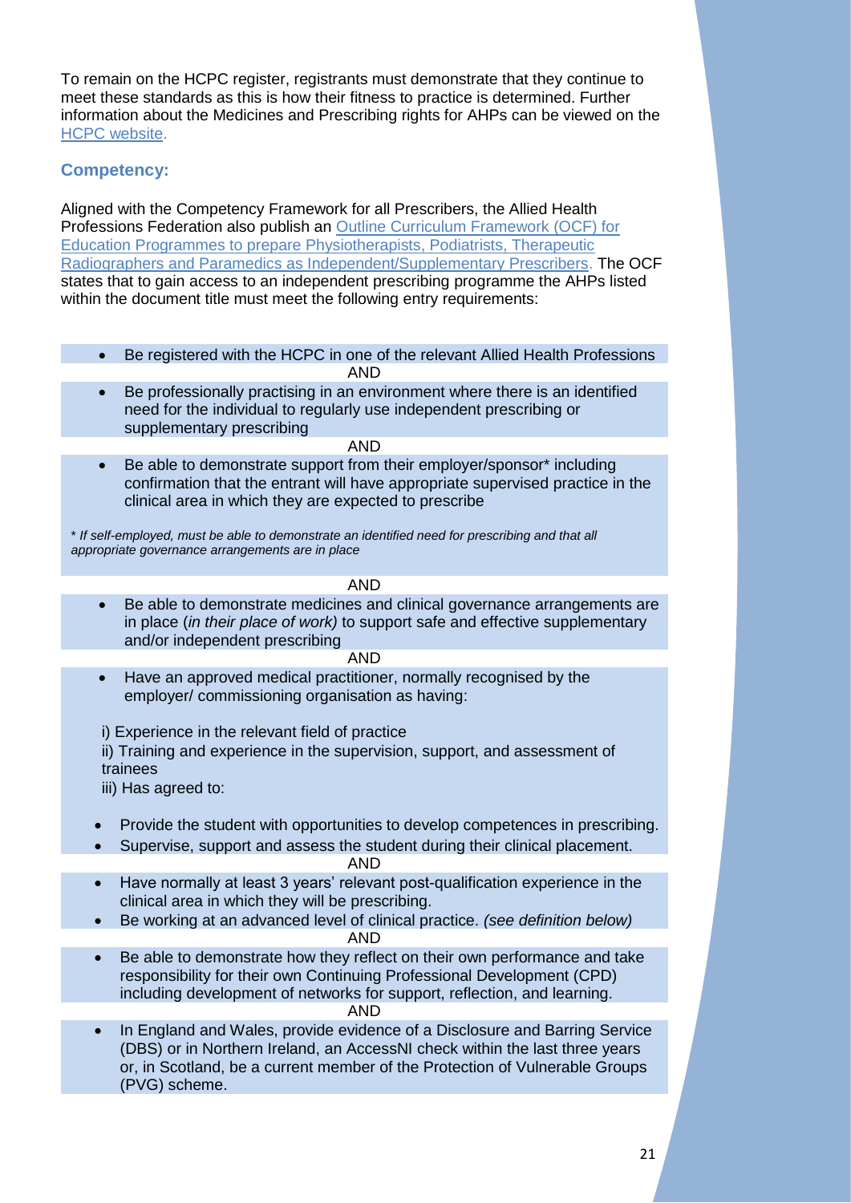To remain on the HCPC register, registrants must demonstrate that they continue to meet these standards as this is how their fitness to practice is determined. Further information about the Medicines and Prescribing rights for AHPs can be viewed on the HCPC website.

### Competency:

Aligned with the Competency Framework for all Prescribers, the Allied Health Professions Federation also publish an Outline Curriculum Framework (OCF) for Education Programmes to prepare Physiotherapists, Podiatrists, Therapeutic Radiographers and Paramedics as Independent/Supplementary Prescribers. The OCF states that to gain access to an independent prescribing programme the AHPs listed within the document title must meet the following entry requirements:

- Be registered with the HCPC in one of the relevant Allied Health Professions

AND

- Be professionally practising in an environment where there is an identified need for the individual to regularly use independent prescribing or supplementary prescribing

AND

- Be able to demonstrate support from their employer/sponsor* including confirmation that the entrant will have appropriate supervised practice in the clinical area in which they are expected to prescribe

*\* If self-employed, must be able to demonstrate an identified need for prescribing and that all appropriate governance arrangements are in place*

AND

- Be able to demonstrate medicines and clinical governance arrangements are in place (*in their place of work)* to support safe and effective supplementary and/or independent prescribing

AND

- Have an approved medical practitioner, normally recognised by the employer/ commissioning organisation as having:

i) Experience in the relevant field of practice
ii) Training and experience in the supervision, support, and assessment of trainees
iii) Has agreed to:

- Provide the student with opportunities to develop competences in prescribing.
- Supervise, support and assess the student during their clinical placement.

AND

- Have normally at least 3 years' relevant post-qualification experience in the clinical area in which they will be prescribing.
- Be working at an advanced level of clinical practice. *(see definition below)*

AND

- Be able to demonstrate how they reflect on their own performance and take responsibility for their own Continuing Professional Development (CPD) including development of networks for support, reflection, and learning.

AND

- In England and Wales, provide evidence of a Disclosure and Barring Service (DBS) or in Northern Ireland, an AccessNI check within the last three years or, in Scotland, be a current member of the Protection of Vulnerable Groups (PVG) scheme.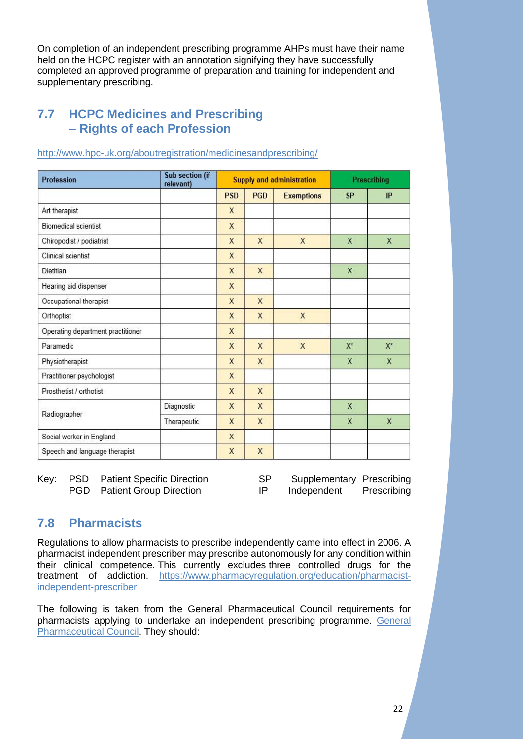On completion of an independent prescribing programme AHPs must have their name held on the HCPC register with an annotation signifying they have successfully completed an approved programme of preparation and training for independent and supplementary prescribing.

## 7.7 HCPC Medicines and Prescribing – Rights of each Profession

http://www.hpc-uk.org/aboutregistration/medicinesandprescribing/

| Profession | Sub section (if relevant) | Supply and administration | | | Prescribing | |
|---|---|---|---|---|---|---|
| | | PSD | PGD | Exemptions | SP | IP |
| Art therapist | | X | | | | |
| Biomedical scientist | | X | | | | |
| Chiropodist / podiatrist | | X | X | X | X | X |
| Clinical scientist | | X | | | | |
| Dietitian | | X | X | | X | |
| Hearing aid dispenser | | X | | | | |
| Occupational therapist | | X | X | | | |
| Orthoptist | | X | X | X | | |
| Operating department practitioner | | X | | | | |
| Paramedic | | X | X | X | X* | X* |
| Physiotherapist | | X | X | | X | X |
| Practitioner psychologist | | X | | | | |
| Prosthetist / orthotist | | X | X | | | |
| Radiographer | Diagnostic | X | X | | X | |
| | Therapeutic | X | X | | X | X |
| Social worker in England | | X | | | | |
| Speech and language therapist | | X | X | | | |

Key:
- PSD Patient Specific Direction
- PGD Patient Group Direction
- SP Supplementary Prescribing
- IP Independent Prescribing

## 7.8 Pharmacists

Regulations to allow pharmacists to prescribe independently came into effect in 2006. A pharmacist independent prescriber may prescribe autonomously for any condition within their clinical competence. This currently excludes three controlled drugs for the treatment of addiction. https://www.pharmacyregulation.org/education/pharmacist-independent-prescriber

The following is taken from the General Pharmaceutical Council requirements for pharmacists applying to undertake an independent prescribing programme. General Pharmaceutical Council. They should: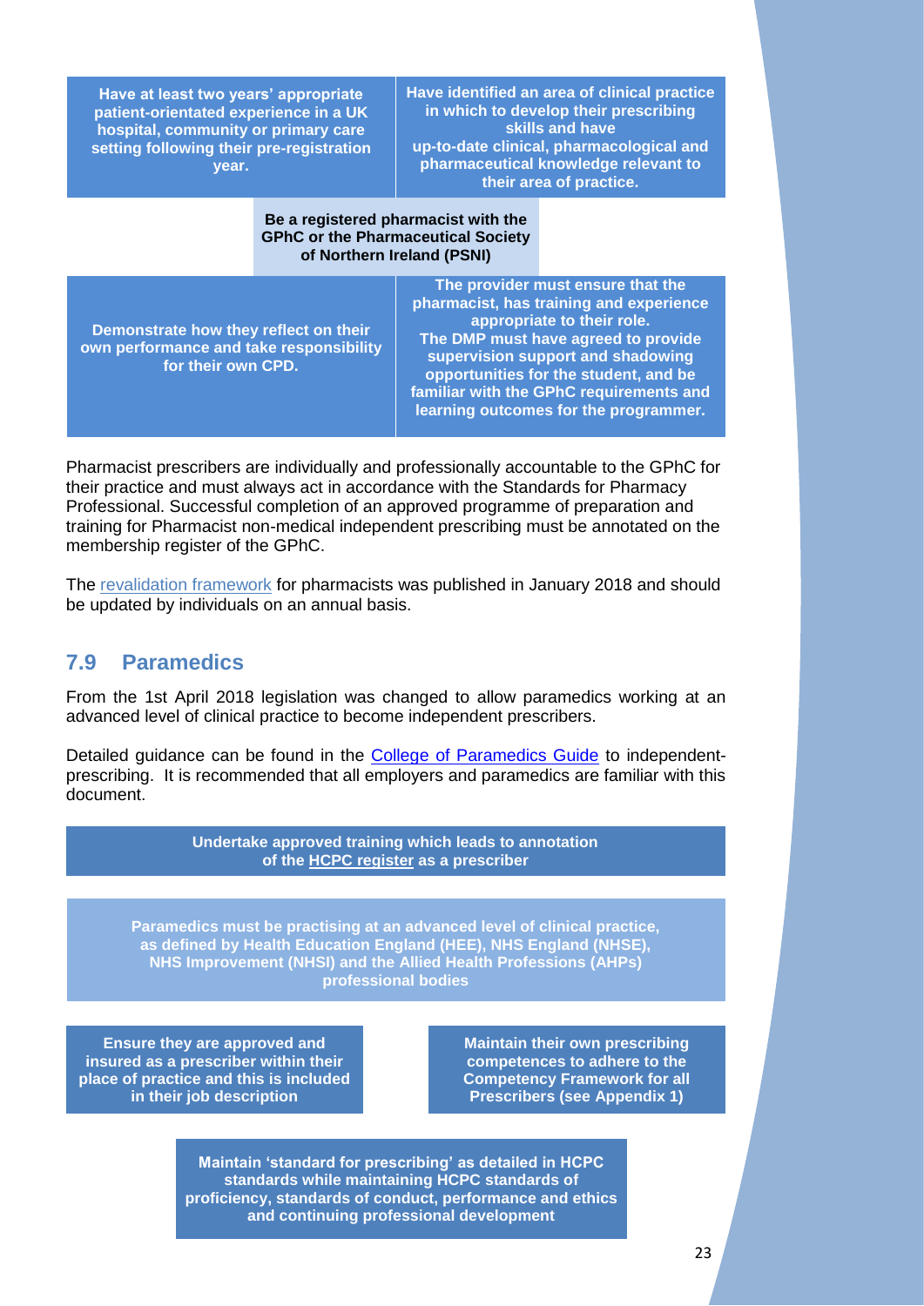**Have at least two years' appropriate patient-orientated experience in a UK hospital, community or primary care setting following their pre-registration year.**

**Have identified an area of clinical practice in which to develop their prescribing skills and have up-to-date clinical, pharmacological and pharmaceutical knowledge relevant to their area of practice.**

**Be a registered pharmacist with the GPhC or the Pharmaceutical Society of Northern Ireland (PSNI)**

**Demonstrate how they reflect on their own performance and take responsibility for their own CPD.**

**The provider must ensure that the pharmacist, has training and experience appropriate to their role. The DMP must have agreed to provide supervision support and shadowing opportunities for the student, and be familiar with the GPhC requirements and learning outcomes for the programmer.**

Pharmacist prescribers are individually and professionally accountable to the GPhC for their practice and must always act in accordance with the Standards for Pharmacy Professional. Successful completion of an approved programme of preparation and training for Pharmacist non-medical independent prescribing must be annotated on the membership register of the GPhC.

The revalidation framework for pharmacists was published in January 2018 and should be updated by individuals on an annual basis.

## 7.9 Paramedics

From the 1st April 2018 legislation was changed to allow paramedics working at an advanced level of clinical practice to become independent prescribers.

Detailed guidance can be found in the College of Paramedics Guide to independent-prescribing. It is recommended that all employers and paramedics are familiar with this document.

**Undertake approved training which leads to annotation of the HCPC register as a prescriber**

**Paramedics must be practising at an advanced level of clinical practice, as defined by Health Education England (HEE), NHS England (NHSE), NHS Improvement (NHSI) and the Allied Health Professions (AHPs) professional bodies**

**Ensure they are approved and insured as a prescriber within their place of practice and this is included in their job description**

**Maintain their own prescribing competences to adhere to the Competency Framework for all Prescribers (see Appendix 1)**

**Maintain 'standard for prescribing' as detailed in HCPC standards while maintaining HCPC standards of proficiency, standards of conduct, performance and ethics and continuing professional development**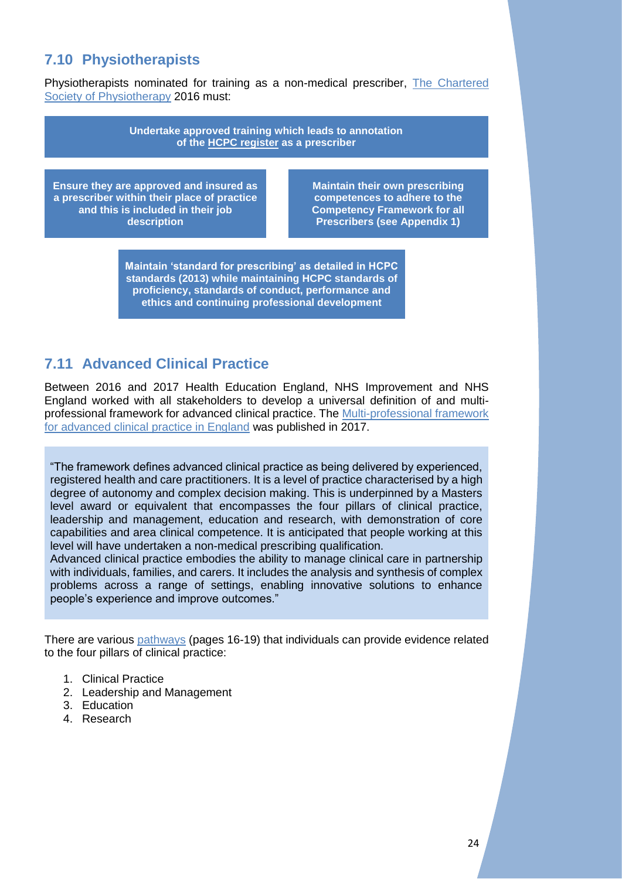## 7.10 Physiotherapists

Physiotherapists nominated for training as a non-medical prescriber, The Chartered Society of Physiotherapy 2016 must:

**Undertake approved training which leads to annotation of the HCPC register as a prescriber**

**Ensure they are approved and insured as a prescriber within their place of practice and this is included in their job description**

**Maintain their own prescribing competences to adhere to the Competency Framework for all Prescribers (see Appendix 1)**

**Maintain 'standard for prescribing' as detailed in HCPC standards (2013) while maintaining HCPC standards of proficiency, standards of conduct, performance and ethics and continuing professional development**

## 7.11 Advanced Clinical Practice

Between 2016 and 2017 Health Education England, NHS Improvement and NHS England worked with all stakeholders to develop a universal definition of and multi-professional framework for advanced clinical practice. The Multi-professional framework for advanced clinical practice in England was published in 2017.

"The framework defines advanced clinical practice as being delivered by experienced, registered health and care practitioners. It is a level of practice characterised by a high degree of autonomy and complex decision making. This is underpinned by a Masters level award or equivalent that encompasses the four pillars of clinical practice, leadership and management, education and research, with demonstration of core capabilities and area clinical competence. It is anticipated that people working at this level will have undertaken a non-medical prescribing qualification.
Advanced clinical practice embodies the ability to manage clinical care in partnership with individuals, families, and carers. It includes the analysis and synthesis of complex problems across a range of settings, enabling innovative solutions to enhance people's experience and improve outcomes."

There are various pathways (pages 16-19) that individuals can provide evidence related to the four pillars of clinical practice:

1. Clinical Practice
2. Leadership and Management
3. Education
4. Research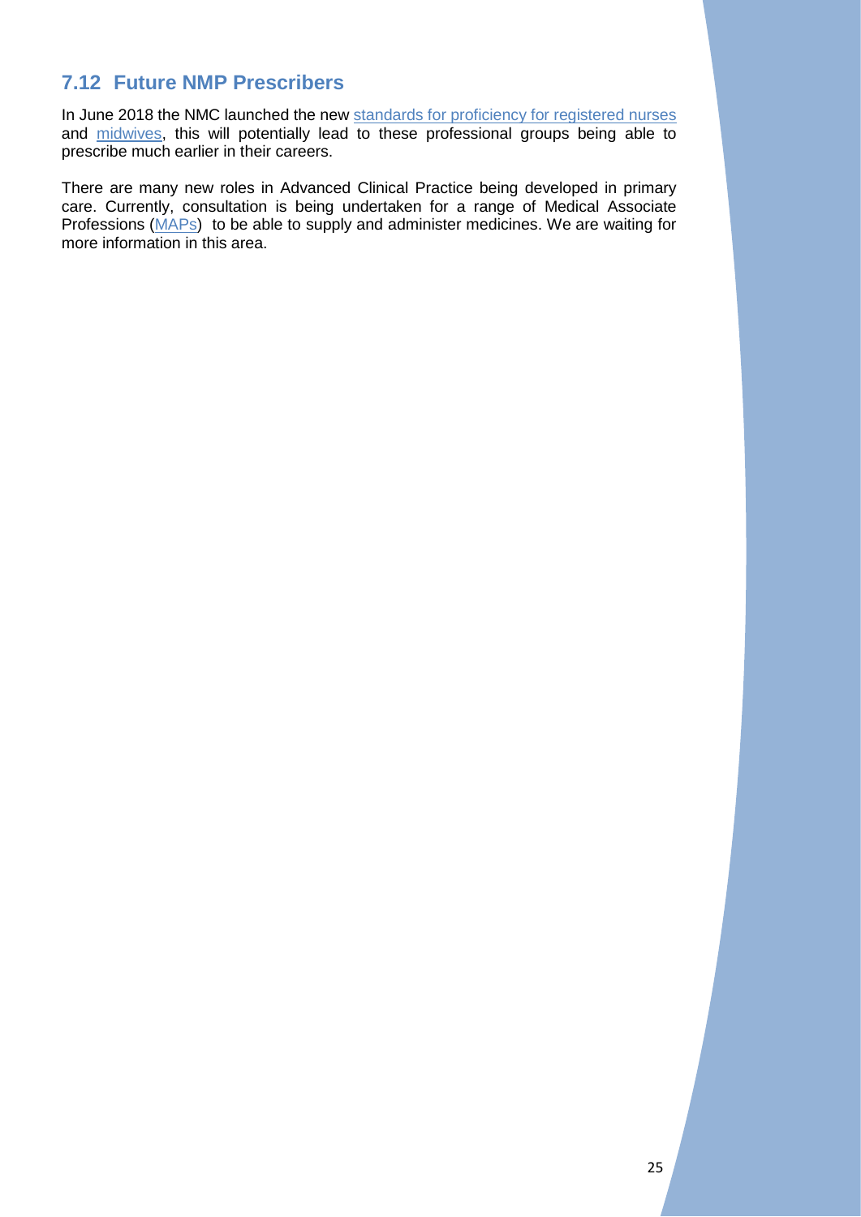## 7.12 Future NMP Prescribers

In June 2018 the NMC launched the new standards for proficiency for registered nurses and midwives, this will potentially lead to these professional groups being able to prescribe much earlier in their careers.

There are many new roles in Advanced Clinical Practice being developed in primary care. Currently, consultation is being undertaken for a range of Medical Associate Professions (MAPs) to be able to supply and administer medicines. We are waiting for more information in this area.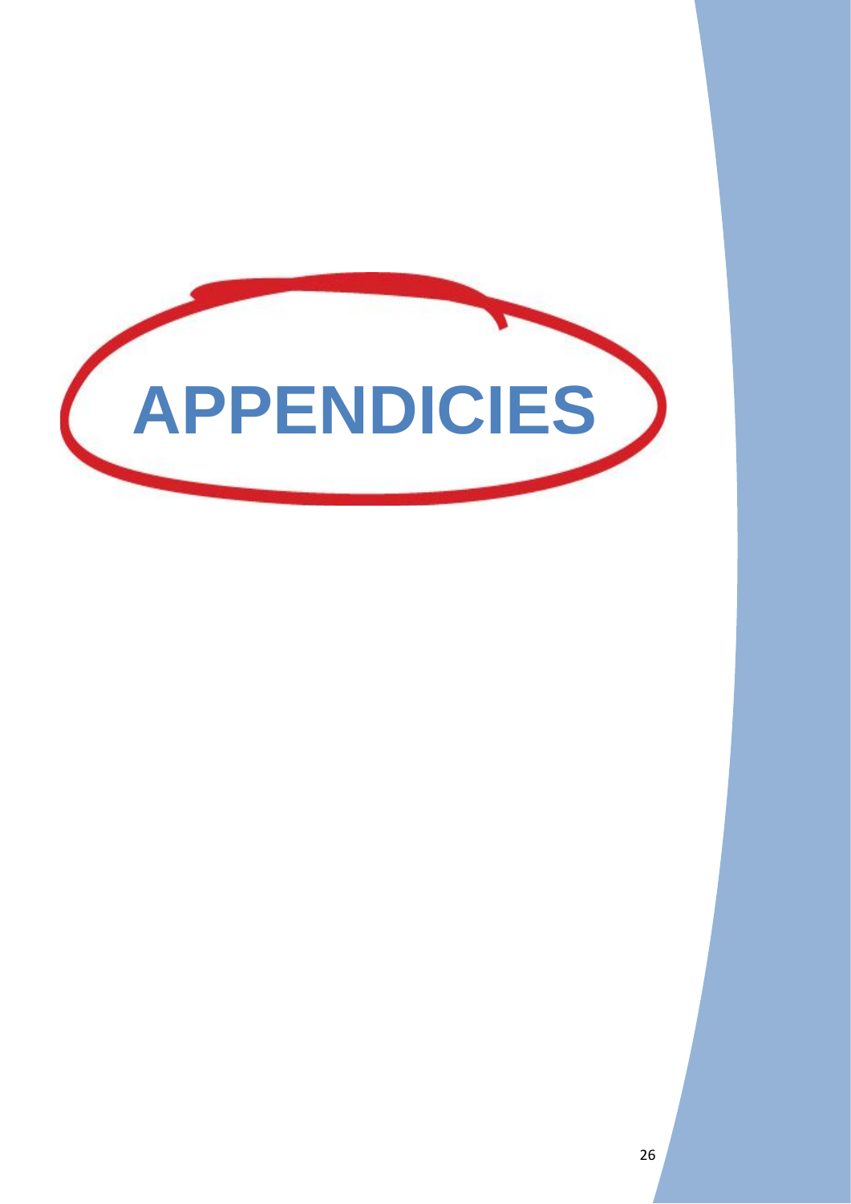# APPENDICIES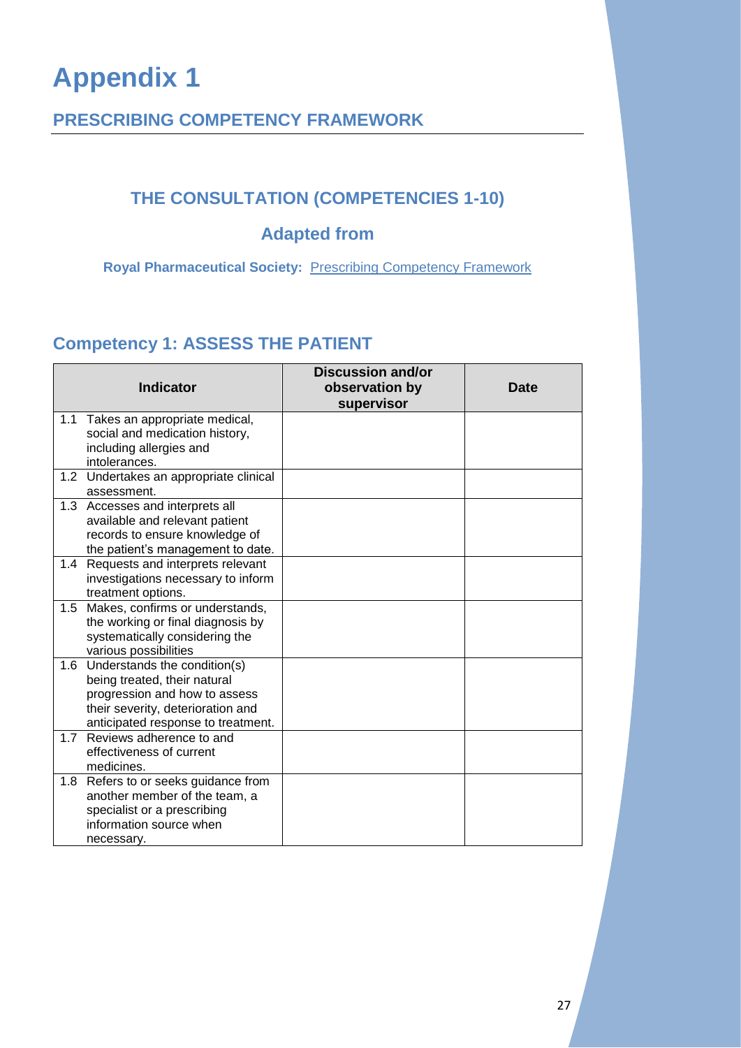# Appendix 1

## PRESCRIBING COMPETENCY FRAMEWORK

### THE CONSULTATION (COMPETENCIES 1-10)

### Adapted from

**Royal Pharmaceutical Society:** Prescribing Competency Framework

## Competency 1: ASSESS THE PATIENT

| Indicator | Discussion and/or observation by supervisor | Date |
|---|---|---|
| 1.1 Takes an appropriate medical, social and medication history, including allergies and intolerances. | | |
| 1.2 Undertakes an appropriate clinical assessment. | | |
| 1.3 Accesses and interprets all available and relevant patient records to ensure knowledge of the patient's management to date. | | |
| 1.4 Requests and interprets relevant investigations necessary to inform treatment options. | | |
| 1.5 Makes, confirms or understands, the working or final diagnosis by systematically considering the various possibilities | | |
| 1.6 Understands the condition(s) being treated, their natural progression and how to assess their severity, deterioration and anticipated response to treatment. | | |
| 1.7 Reviews adherence to and effectiveness of current medicines. | | |
| 1.8 Refers to or seeks guidance from another member of the team, a specialist or a prescribing information source when necessary. | | |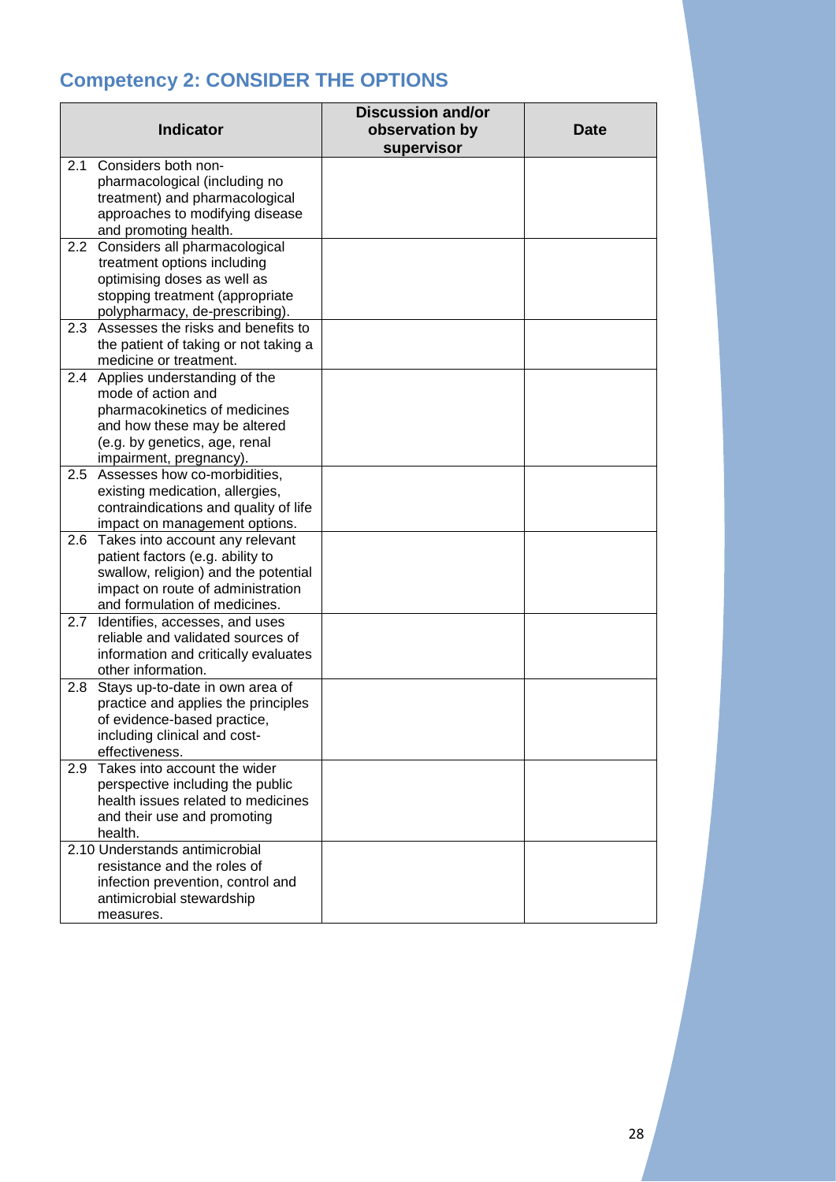## Competency 2: CONSIDER THE OPTIONS

| Indicator | Discussion and/or observation by supervisor | Date |
|---|---|---|
| 2.1 Considers both non-pharmacological (including no treatment) and pharmacological approaches to modifying disease and promoting health. | | |
| 2.2 Considers all pharmacological treatment options including optimising doses as well as stopping treatment (appropriate polypharmacy, de-prescribing). | | |
| 2.3 Assesses the risks and benefits to the patient of taking or not taking a medicine or treatment. | | |
| 2.4 Applies understanding of the mode of action and pharmacokinetics of medicines and how these may be altered (e.g. by genetics, age, renal impairment, pregnancy). | | |
| 2.5 Assesses how co-morbidities, existing medication, allergies, contraindications and quality of life impact on management options. | | |
| 2.6 Takes into account any relevant patient factors (e.g. ability to swallow, religion) and the potential impact on route of administration and formulation of medicines. | | |
| 2.7 Identifies, accesses, and uses reliable and validated sources of information and critically evaluates other information. | | |
| 2.8 Stays up-to-date in own area of practice and applies the principles of evidence-based practice, including clinical and cost-effectiveness. | | |
| 2.9 Takes into account the wider perspective including the public health issues related to medicines and their use and promoting health. | | |
| 2.10 Understands antimicrobial resistance and the roles of infection prevention, control and antimicrobial stewardship measures. | | |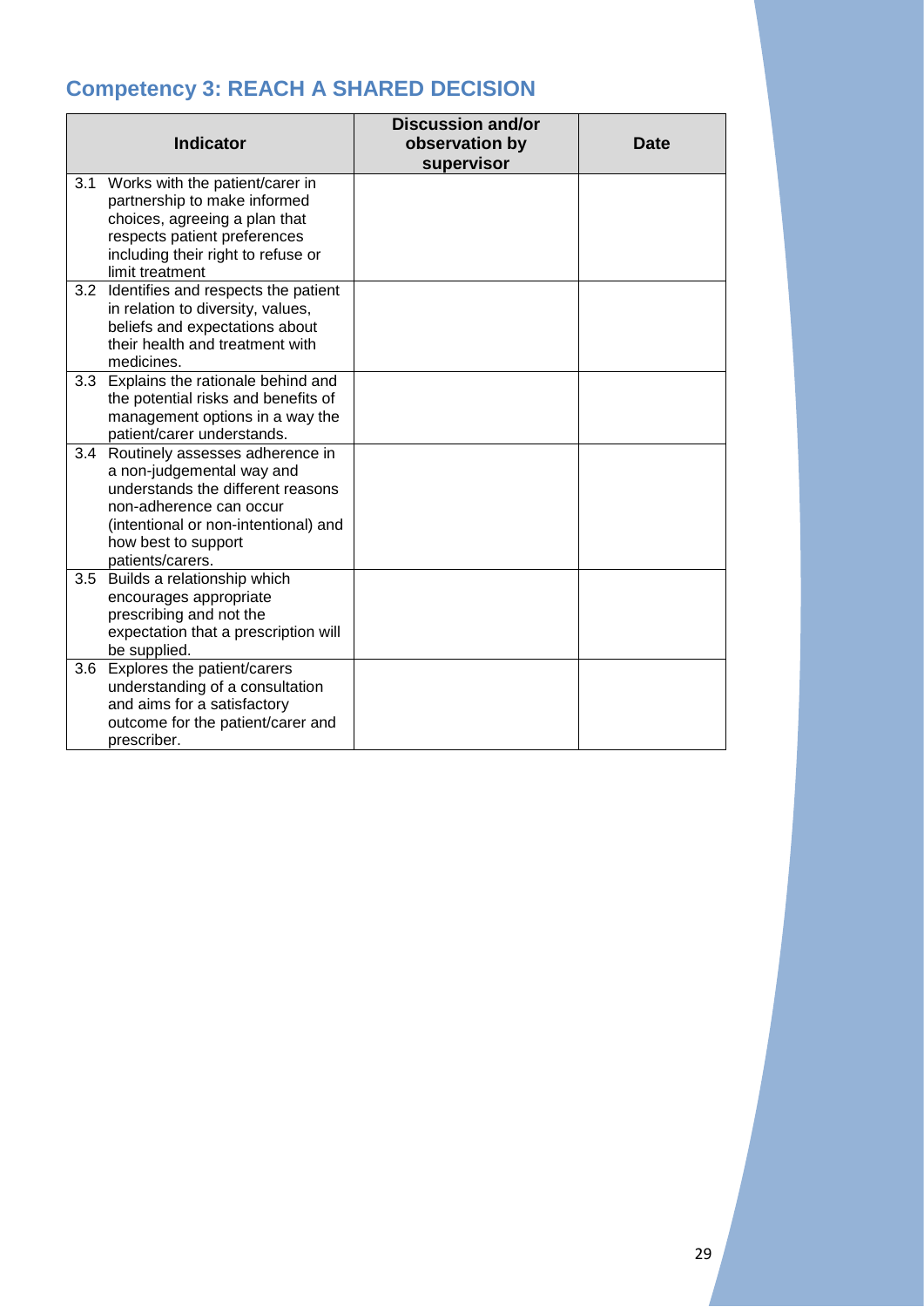## Competency 3: REACH A SHARED DECISION

| Indicator | Discussion and/or observation by supervisor | Date |
|---|---|---|
| 3.1 Works with the patient/carer in partnership to make informed choices, agreeing a plan that respects patient preferences including their right to refuse or limit treatment | | |
| 3.2 Identifies and respects the patient in relation to diversity, values, beliefs and expectations about their health and treatment with medicines. | | |
| 3.3 Explains the rationale behind and the potential risks and benefits of management options in a way the patient/carer understands. | | |
| 3.4 Routinely assesses adherence in a non-judgemental way and understands the different reasons non-adherence can occur (intentional or non-intentional) and how best to support patients/carers. | | |
| 3.5 Builds a relationship which encourages appropriate prescribing and not the expectation that a prescription will be supplied. | | |
| 3.6 Explores the patient/carers understanding of a consultation and aims for a satisfactory outcome for the patient/carer and prescriber. | | |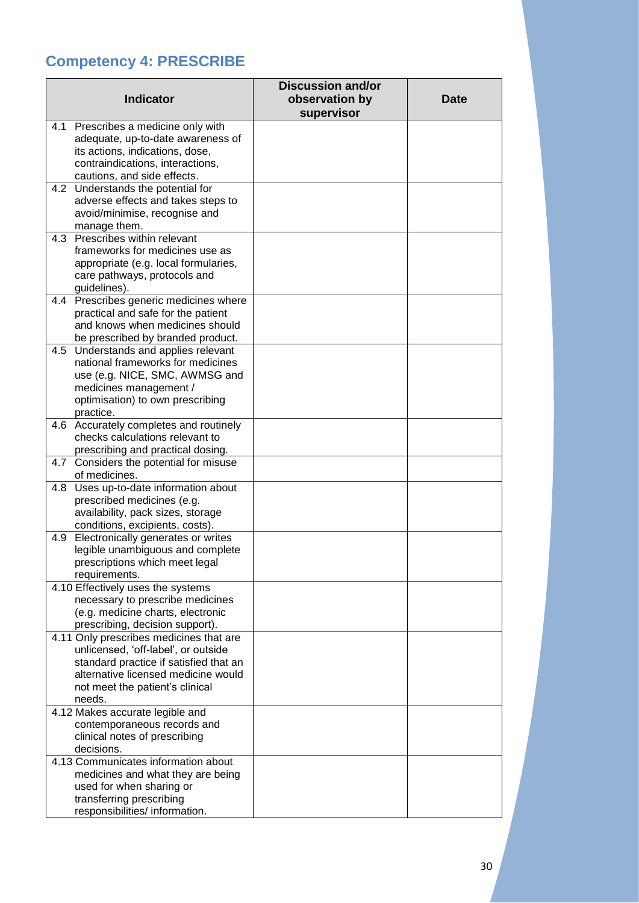## Competency 4: PRESCRIBE

| Indicator | Discussion and/or observation by supervisor | Date |
|---|---|---|
| 4.1 Prescribes a medicine only with adequate, up-to-date awareness of its actions, indications, dose, contraindications, interactions, cautions, and side effects. | | |
| 4.2 Understands the potential for adverse effects and takes steps to avoid/minimise, recognise and manage them. | | |
| 4.3 Prescribes within relevant frameworks for medicines use as appropriate (e.g. local formularies, care pathways, protocols and guidelines). | | |
| 4.4 Prescribes generic medicines where practical and safe for the patient and knows when medicines should be prescribed by branded product. | | |
| 4.5 Understands and applies relevant national frameworks for medicines use (e.g. NICE, SMC, AWMSG and medicines management / optimisation) to own prescribing practice. | | |
| 4.6 Accurately completes and routinely checks calculations relevant to prescribing and practical dosing. | | |
| 4.7 Considers the potential for misuse of medicines. | | |
| 4.8 Uses up-to-date information about prescribed medicines (e.g. availability, pack sizes, storage conditions, excipients, costs). | | |
| 4.9 Electronically generates or writes legible unambiguous and complete prescriptions which meet legal requirements. | | |
| 4.10 Effectively uses the systems necessary to prescribe medicines (e.g. medicine charts, electronic prescribing, decision support). | | |
| 4.11 Only prescribes medicines that are unlicensed, 'off-label', or outside standard practice if satisfied that an alternative licensed medicine would not meet the patient's clinical needs. | | |
| 4.12 Makes accurate legible and contemporaneous records and clinical notes of prescribing decisions. | | |
| 4.13 Communicates information about medicines and what they are being used for when sharing or transferring prescribing responsibilities/ information. | | |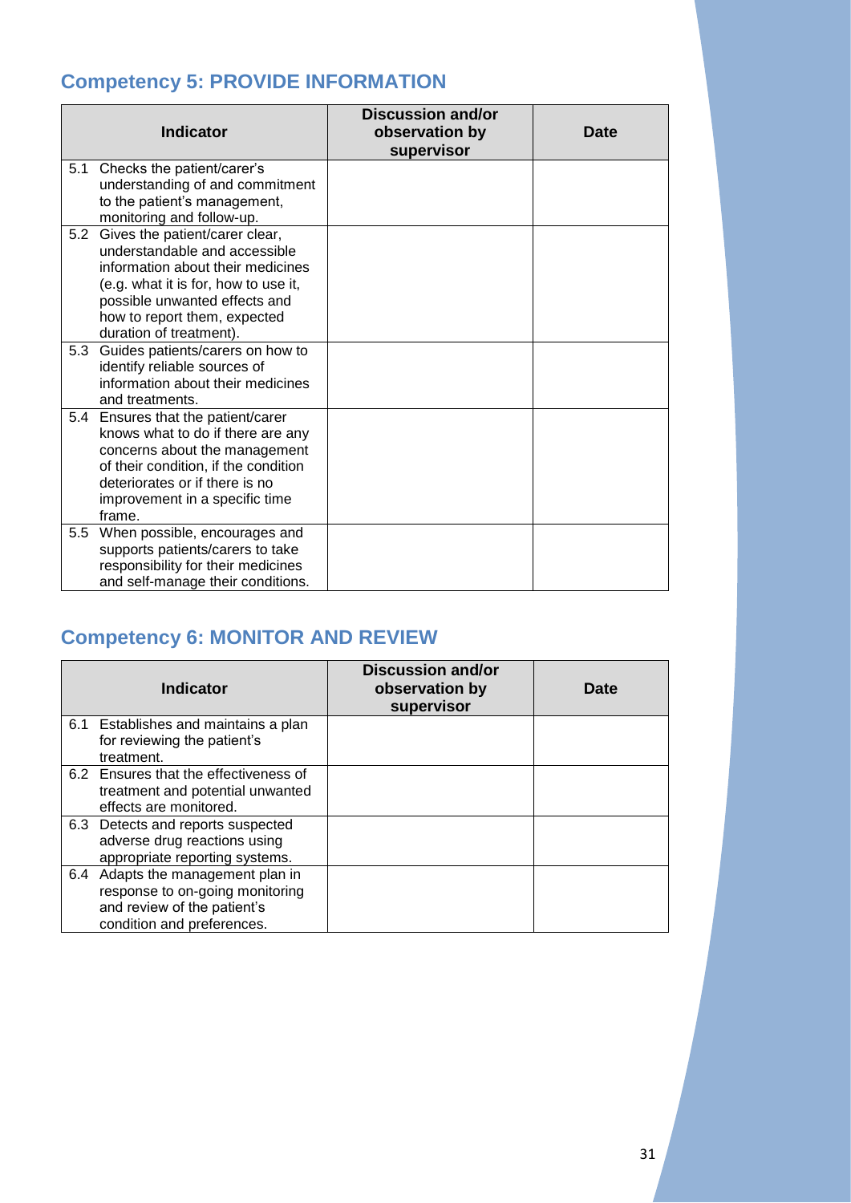## Competency 5: PROVIDE INFORMATION

| Indicator | Discussion and/or observation by supervisor | Date |
|---|---|---|
| 5.1 Checks the patient/carer's understanding of and commitment to the patient's management, monitoring and follow-up. | | |
| 5.2 Gives the patient/carer clear, understandable and accessible information about their medicines (e.g. what it is for, how to use it, possible unwanted effects and how to report them, expected duration of treatment). | | |
| 5.3 Guides patients/carers on how to identify reliable sources of information about their medicines and treatments. | | |
| 5.4 Ensures that the patient/carer knows what to do if there are any concerns about the management of their condition, if the condition deteriorates or if there is no improvement in a specific time frame. | | |
| 5.5 When possible, encourages and supports patients/carers to take responsibility for their medicines and self-manage their conditions. | | |

## Competency 6: MONITOR AND REVIEW

| Indicator | Discussion and/or observation by supervisor | Date |
|---|---|---|
| 6.1 Establishes and maintains a plan for reviewing the patient's treatment. | | |
| 6.2 Ensures that the effectiveness of treatment and potential unwanted effects are monitored. | | |
| 6.3 Detects and reports suspected adverse drug reactions using appropriate reporting systems. | | |
| 6.4 Adapts the management plan in response to on-going monitoring and review of the patient's condition and preferences. | | |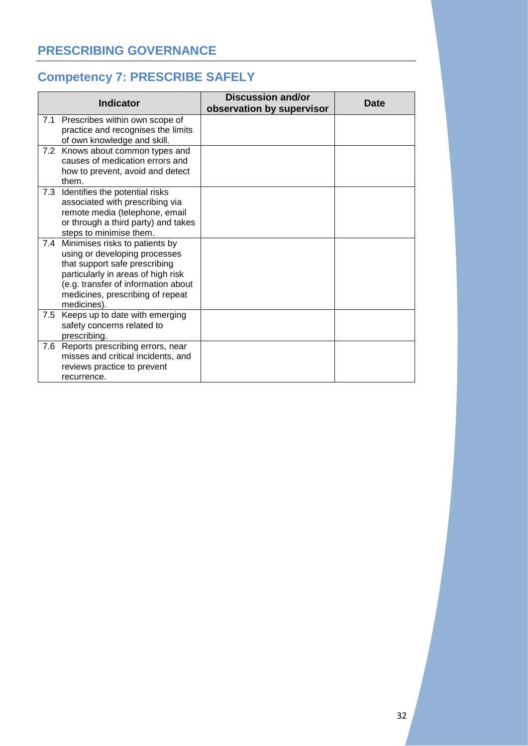## PRESCRIBING GOVERNANCE

### Competency 7: PRESCRIBE SAFELY

| Indicator | Discussion and/or observation by supervisor | Date |
|---|---|---|
| 7.1 Prescribes within own scope of practice and recognises the limits of own knowledge and skill. | | |
| 7.2 Knows about common types and causes of medication errors and how to prevent, avoid and detect them. | | |
| 7.3 Identifies the potential risks associated with prescribing via remote media (telephone, email or through a third party) and takes steps to minimise them. | | |
| 7.4 Minimises risks to patients by using or developing processes that support safe prescribing particularly in areas of high risk (e.g. transfer of information about medicines, prescribing of repeat medicines). | | |
| 7.5 Keeps up to date with emerging safety concerns related to prescribing. | | |
| 7.6 Reports prescribing errors, near misses and critical incidents, and reviews practice to prevent recurrence. | | |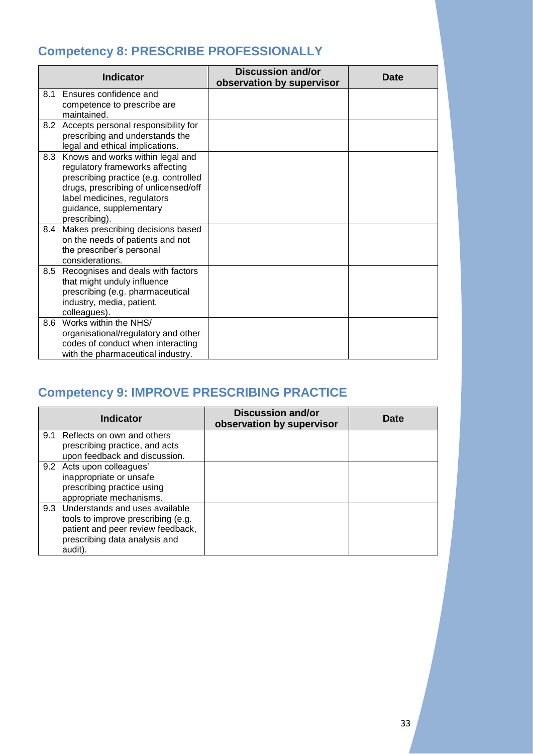## Competency 8: PRESCRIBE PROFESSIONALLY

| Indicator | Discussion and/or observation by supervisor | Date |
|---|---|---|
| 8.1 Ensures confidence and competence to prescribe are maintained. | | |
| 8.2 Accepts personal responsibility for prescribing and understands the legal and ethical implications. | | |
| 8.3 Knows and works within legal and regulatory frameworks affecting prescribing practice (e.g. controlled drugs, prescribing of unlicensed/off label medicines, regulators guidance, supplementary prescribing). | | |
| 8.4 Makes prescribing decisions based on the needs of patients and not the prescriber's personal considerations. | | |
| 8.5 Recognises and deals with factors that might unduly influence prescribing (e.g. pharmaceutical industry, media, patient, colleagues). | | |
| 8.6 Works within the NHS/ organisational/regulatory and other codes of conduct when interacting with the pharmaceutical industry. | | |

## Competency 9: IMPROVE PRESCRIBING PRACTICE

| Indicator | Discussion and/or observation by supervisor | Date |
|---|---|---|
| 9.1 Reflects on own and others prescribing practice, and acts upon feedback and discussion. | | |
| 9.2 Acts upon colleagues' inappropriate or unsafe prescribing practice using appropriate mechanisms. | | |
| 9.3 Understands and uses available tools to improve prescribing (e.g. patient and peer review feedback, prescribing data analysis and audit). | | |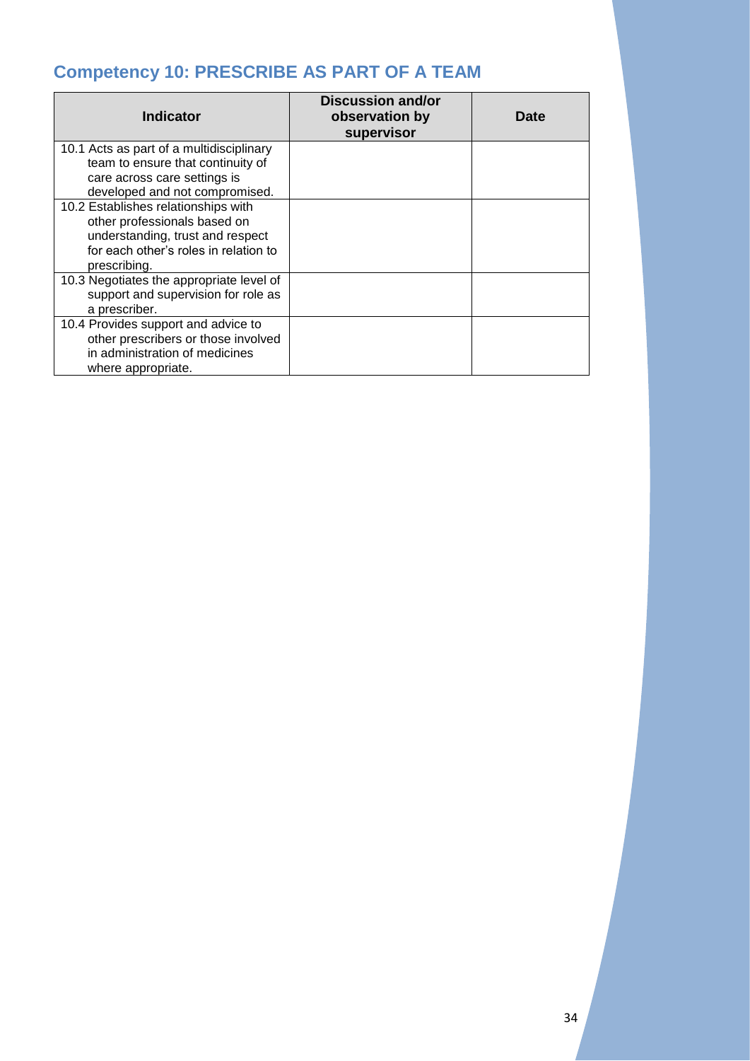## Competency 10: PRESCRIBE AS PART OF A TEAM

| Indicator | Discussion and/or observation by supervisor | Date |
| --- | --- | --- |
| 10.1 Acts as part of a multidisciplinary team to ensure that continuity of care across care settings is developed and not compromised. | | |
| 10.2 Establishes relationships with other professionals based on understanding, trust and respect for each other's roles in relation to prescribing. | | |
| 10.3 Negotiates the appropriate level of support and supervision for role as a prescriber. | | |
| 10.4 Provides support and advice to other prescribers or those involved in administration of medicines where appropriate. | | |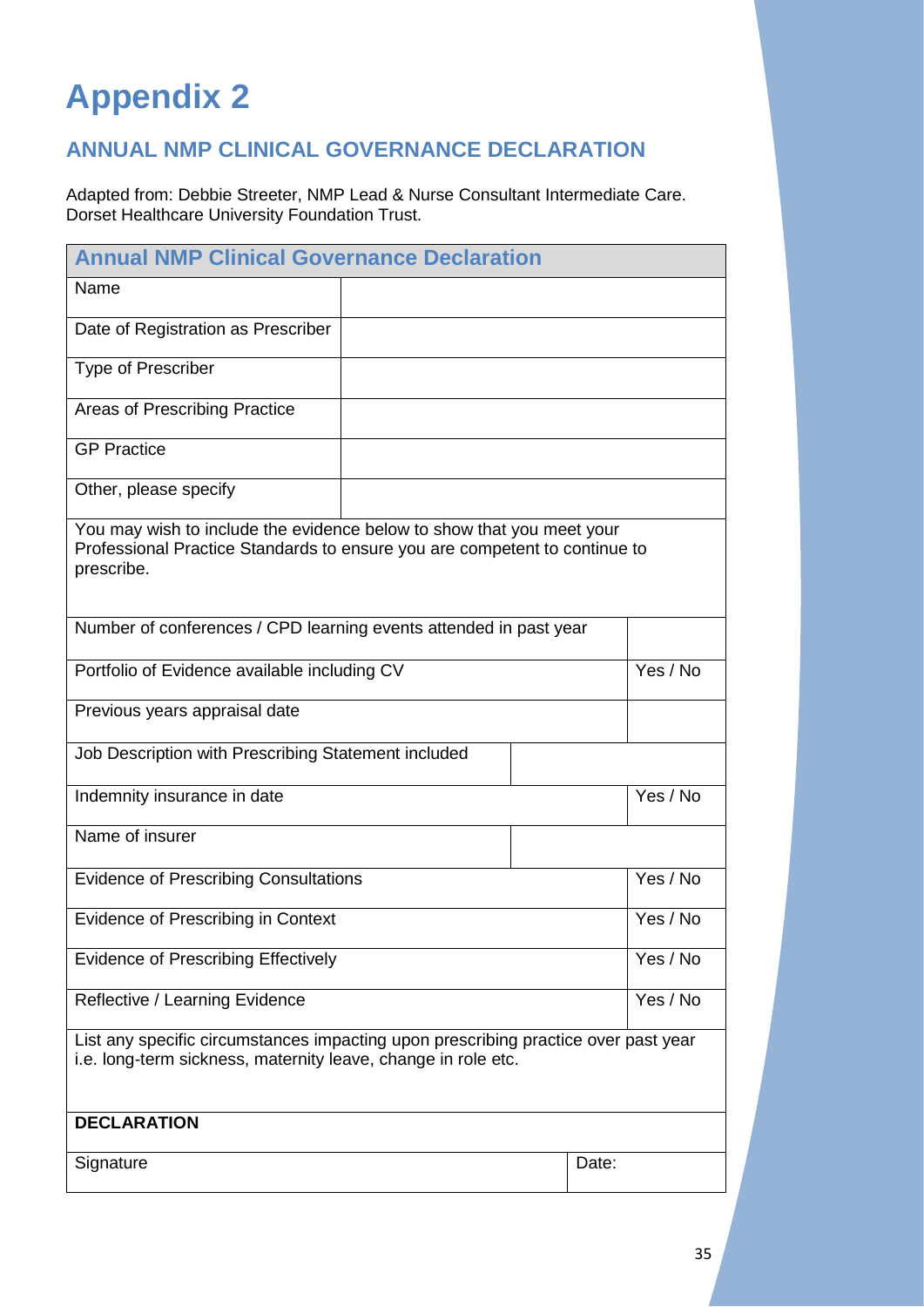# Appendix 2

## ANNUAL NMP CLINICAL GOVERNANCE DECLARATION

Adapted from: Debbie Streeter, NMP Lead & Nurse Consultant Intermediate Care. Dorset Healthcare University Foundation Trust.

| Annual NMP Clinical Governance Declaration | |
|---|---|
| Name | |
| Date of Registration as Prescriber | |
| Type of Prescriber | |
| Areas of Prescribing Practice | |
| GP Practice | |
| Other, please specify | |
| You may wish to include the evidence below to show that you meet your Professional Practice Standards to ensure you are competent to continue to prescribe. | |
| Number of conferences / CPD learning events attended in past year | |
| Portfolio of Evidence available including CV | Yes / No |
| Previous years appraisal date | |
| Job Description with Prescribing Statement included | |
| Indemnity insurance in date | Yes / No |
| Name of insurer | |
| Evidence of Prescribing Consultations | Yes / No |
| Evidence of Prescribing in Context | Yes / No |
| Evidence of Prescribing Effectively | Yes / No |
| Reflective / Learning Evidence | Yes / No |
| List any specific circumstances impacting upon prescribing practice over past year i.e. long-term sickness, maternity leave, change in role etc. | |
| **DECLARATION** | |
| Signature | Date: |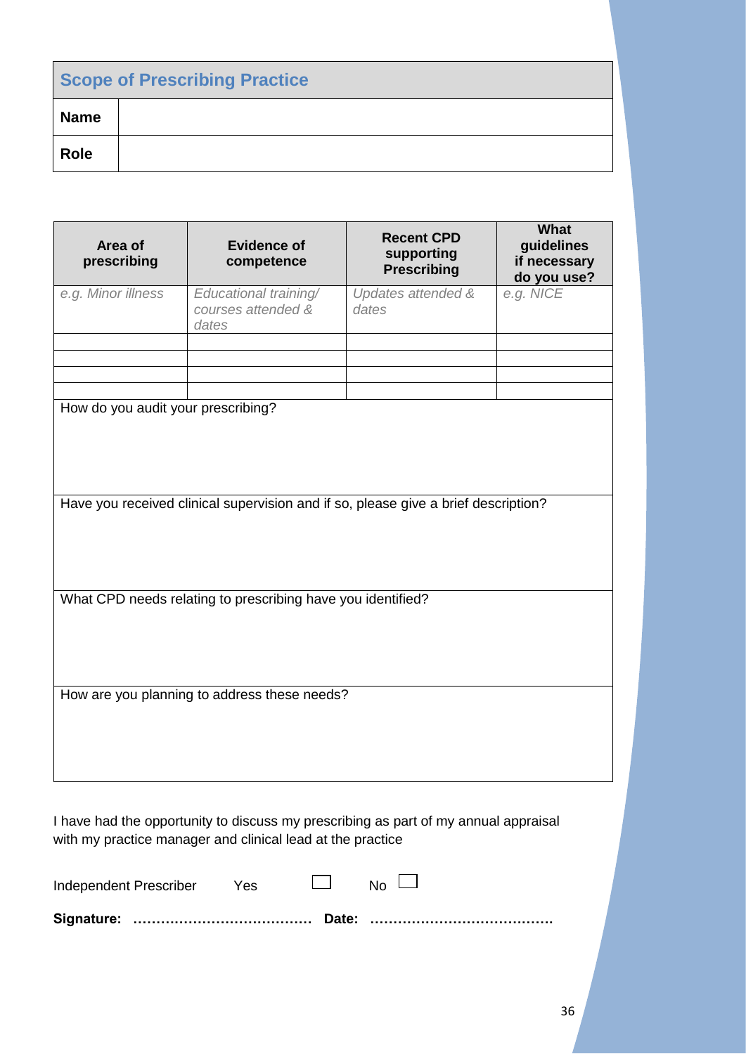| Scope of Prescribing Practice | |
|---|---|
| **Name** | |
| **Role** | |

| Area of prescribing | Evidence of competence | Recent CPD supporting Prescribing | What guidelines if necessary do you use? |
|---|---|---|---|
| *e.g. Minor illness* | *Educational training/ courses attended & dates* | *Updates attended & dates* | *e.g. NICE* |
| | | | |
| | | | |
| | | | |
| | | | |

| How do you audit your prescribing? |
|---|
| |

| Have you received clinical supervision and if so, please give a brief description? |
|---|
| |

| What CPD needs relating to prescribing have you identified? |
|---|
| |

| How are you planning to address these needs? |
|---|
| |

I have had the opportunity to discuss my prescribing as part of my annual appraisal with my practice manager and clinical lead at the practice

Independent Prescriber Yes ☐ No ☐

**Signature: ………………………………… Date: …………………………………**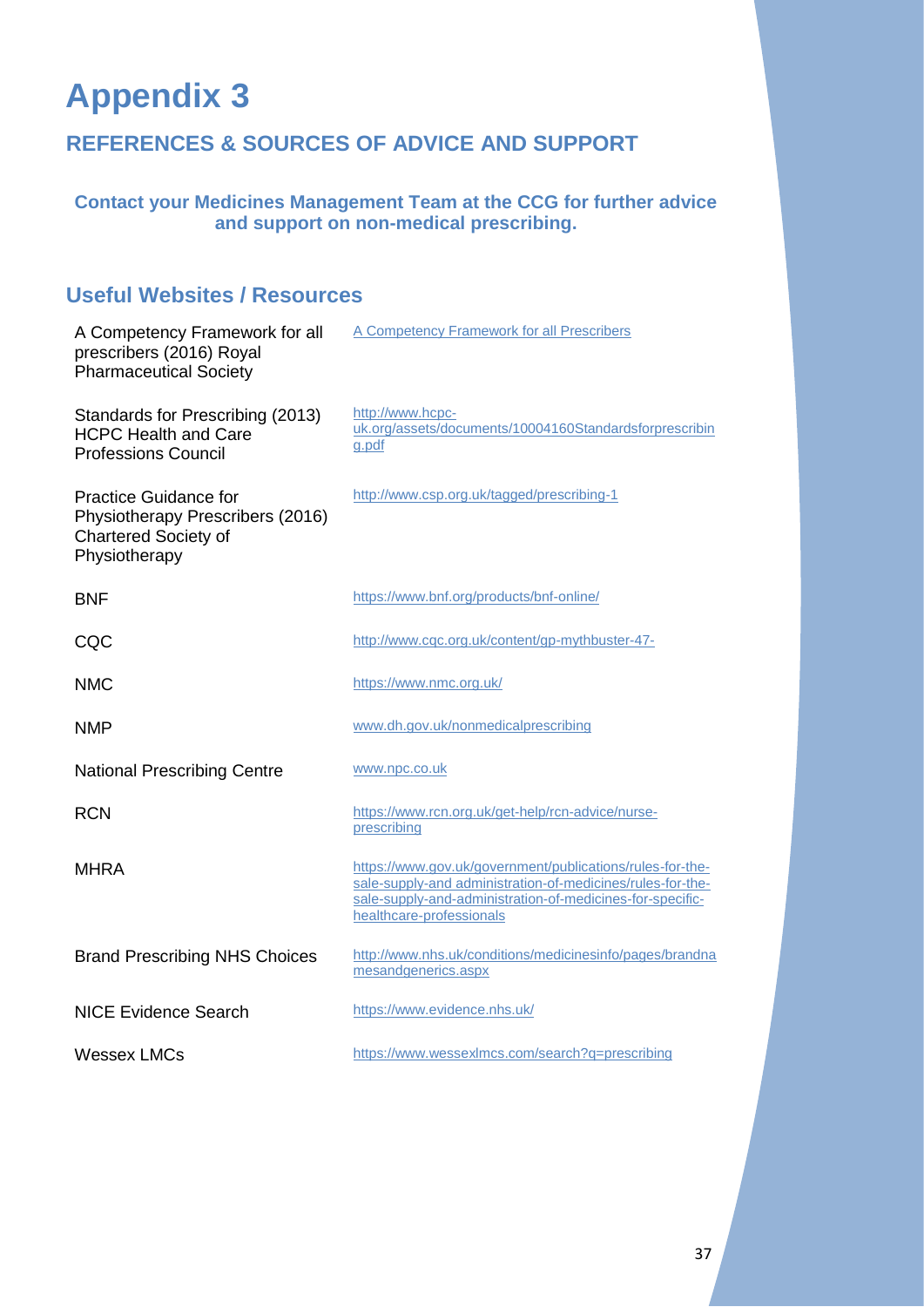# Appendix 3

## REFERENCES & SOURCES OF ADVICE AND SUPPORT

**Contact your Medicines Management Team at the CCG for further advice and support on non-medical prescribing.**

## Useful Websites / Resources

| | |
|---|---|
| A Competency Framework for all prescribers (2016) Royal Pharmaceutical Society | A Competency Framework for all Prescribers |
| Standards for Prescribing (2013) HCPC Health and Care Professions Council | http://www.hcpc-uk.org/assets/documents/10004160Standardsforprescribing.pdf |
| Practice Guidance for Physiotherapy Prescribers (2016) Chartered Society of Physiotherapy | http://www.csp.org.uk/tagged/prescribing-1 |
| BNF | https://www.bnf.org/products/bnf-online/ |
| CQC | http://www.cqc.org.uk/content/gp-mythbuster-47- |
| NMC | https://www.nmc.org.uk/ |
| NMP | www.dh.gov.uk/nonmedicalprescribing |
| National Prescribing Centre | www.npc.co.uk |
| RCN | https://www.rcn.org.uk/get-help/rcn-advice/nurse-prescribing |
| MHRA | https://www.gov.uk/government/publications/rules-for-the-sale-supply-and-administration-of-medicines/rules-for-the-sale-supply-and-administration-of-medicines-for-specific-healthcare-professionals |
| Brand Prescribing NHS Choices | http://www.nhs.uk/conditions/medicinesinfo/pages/brandnamesandgenerics.aspx |
| NICE Evidence Search | https://www.evidence.nhs.uk/ |
| Wessex LMCs | https://www.wessexlmcs.com/search?q=prescribing |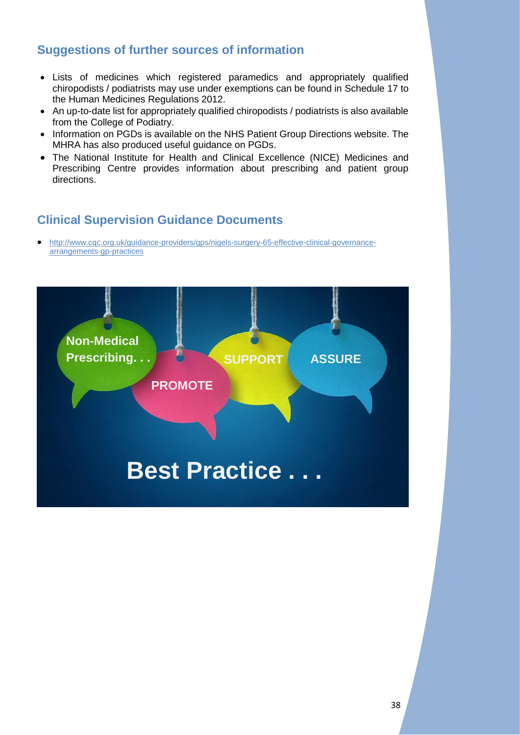## Suggestions of further sources of information

- Lists of medicines which registered paramedics and appropriately qualified chiropodists / podiatrists may use under exemptions can be found in Schedule 17 to the Human Medicines Regulations 2012.
- An up-to-date list for appropriately qualified chiropodists / podiatrists is also available from the College of Podiatry.
- Information on PGDs is available on the NHS Patient Group Directions website. The MHRA has also produced useful guidance on PGDs.
- The National Institute for Health and Clinical Excellence (NICE) Medicines and Prescribing Centre provides information about prescribing and patient group directions.

## Clinical Supervision Guidance Documents

- http://www.cqc.org.uk/guidance-providers/gps/nigels-surgery-65-effective-clinical-governance-arrangements-gp-practices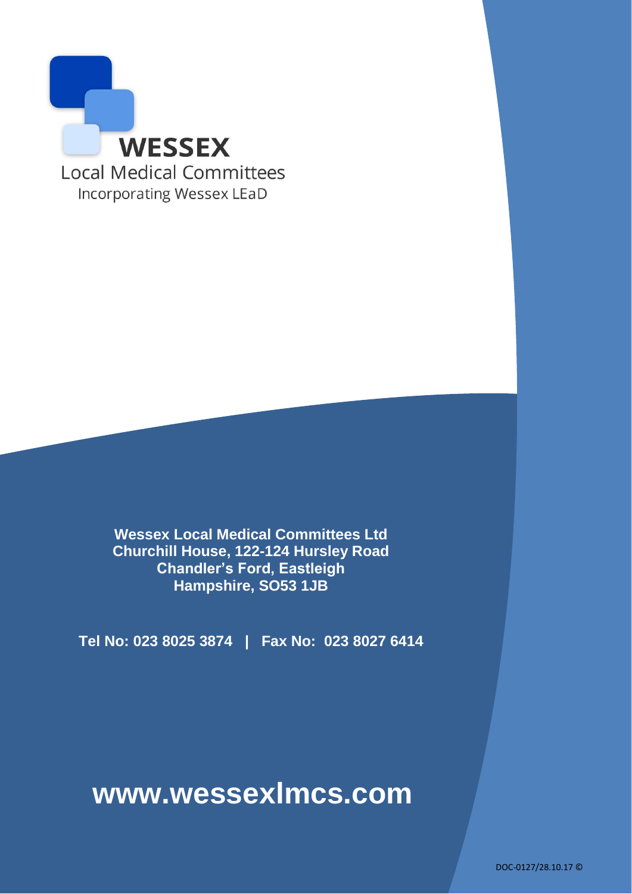**WESSEX**

Local Medical Committees

Incorporating Wessex LEaD

**Wessex Local Medical Committees Ltd**
**Churchill House, 122-124 Hursley Road**
**Chandler's Ford, Eastleigh**
**Hampshire, SO53 1JB**

**Tel No: 023 8025 3874 | Fax No: 023 8027 6414**

# www.wessexlmcs.com

DOC-0127/28.10.17 ©